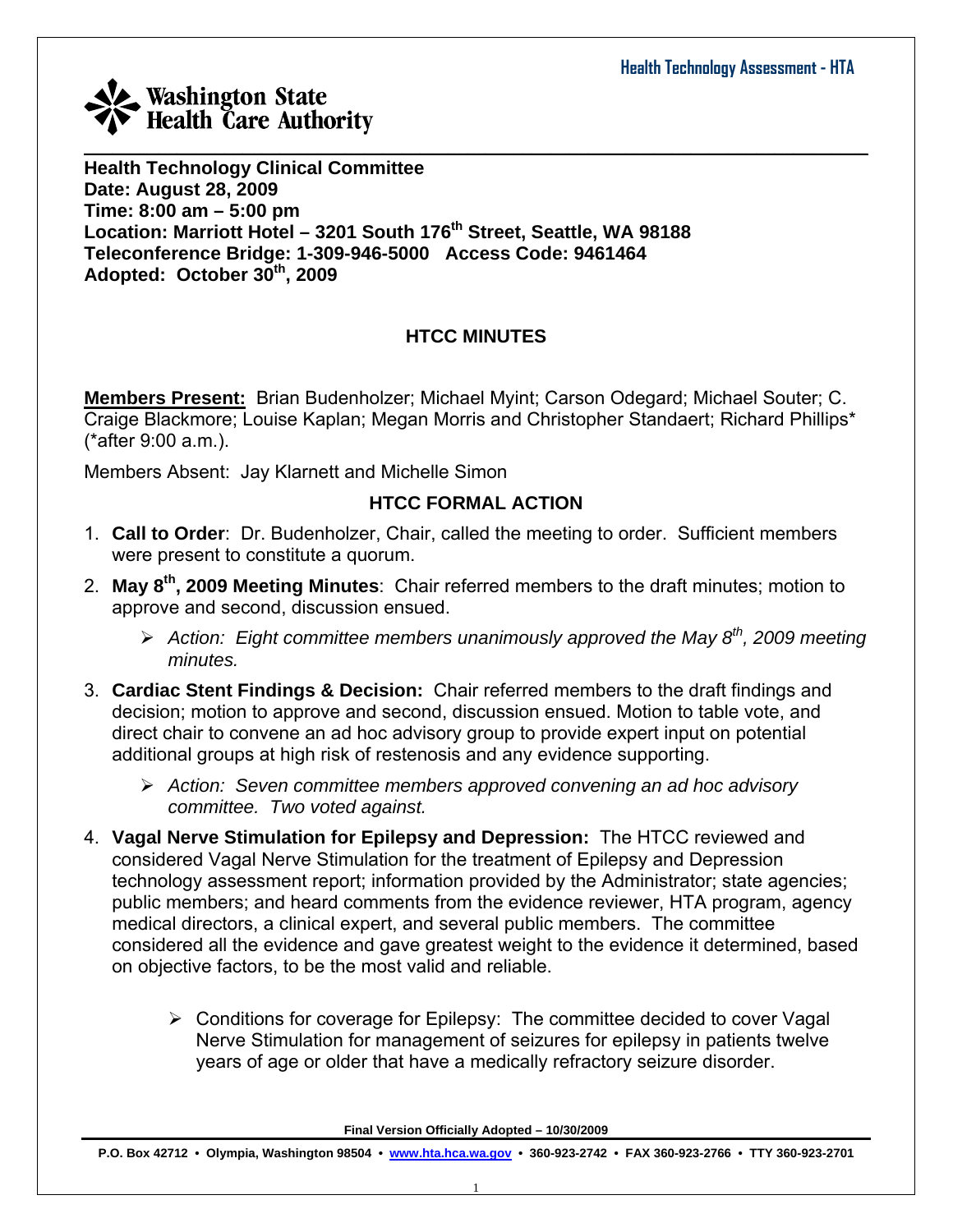Washington State Health Care Authority

**Health Technology Clinical Committee**
**Date: August 28, 2009**
**Time: 8:00 am – 5:00 pm**
**Location: Marriott Hotel – 3201 South 176th Street, Seattle, WA 98188**
**Teleconference Bridge: 1-309-946-5000 Access Code: 9461464**
**Adopted: October 30th, 2009**

## HTCC MINUTES

**Members Present:** Brian Budenholzer; Michael Myint; Carson Odegard; Michael Souter; C. Craige Blackmore; Louise Kaplan; Megan Morris and Christopher Standaert; Richard Phillips* (*after 9:00 a.m.).

Members Absent: Jay Klarnett and Michelle Simon

## HTCC FORMAL ACTION

1. **Call to Order**: Dr. Budenholzer, Chair, called the meeting to order. Sufficient members were present to constitute a quorum.
2. **May 8th, 2009 Meeting Minutes**: Chair referred members to the draft minutes; motion to approve and second, discussion ensued.
   - *Action: Eight committee members unanimously approved the May 8th, 2009 meeting minutes.*
3. **Cardiac Stent Findings & Decision:** Chair referred members to the draft findings and decision; motion to approve and second, discussion ensued. Motion to table vote, and direct chair to convene an ad hoc advisory group to provide expert input on potential additional groups at high risk of restenosis and any evidence supporting.
   - *Action: Seven committee members approved convening an ad hoc advisory committee. Two voted against.*
4. **Vagal Nerve Stimulation for Epilepsy and Depression:** The HTCC reviewed and considered Vagal Nerve Stimulation for the treatment of Epilepsy and Depression technology assessment report; information provided by the Administrator; state agencies; public members; and heard comments from the evidence reviewer, HTA program, agency medical directors, a clinical expert, and several public members. The committee considered all the evidence and gave greatest weight to the evidence it determined, based on objective factors, to be the most valid and reliable.
   - Conditions for coverage for Epilepsy: The committee decided to cover Vagal Nerve Stimulation for management of seizures for epilepsy in patients twelve years of age or older that have a medically refractory seizure disorder.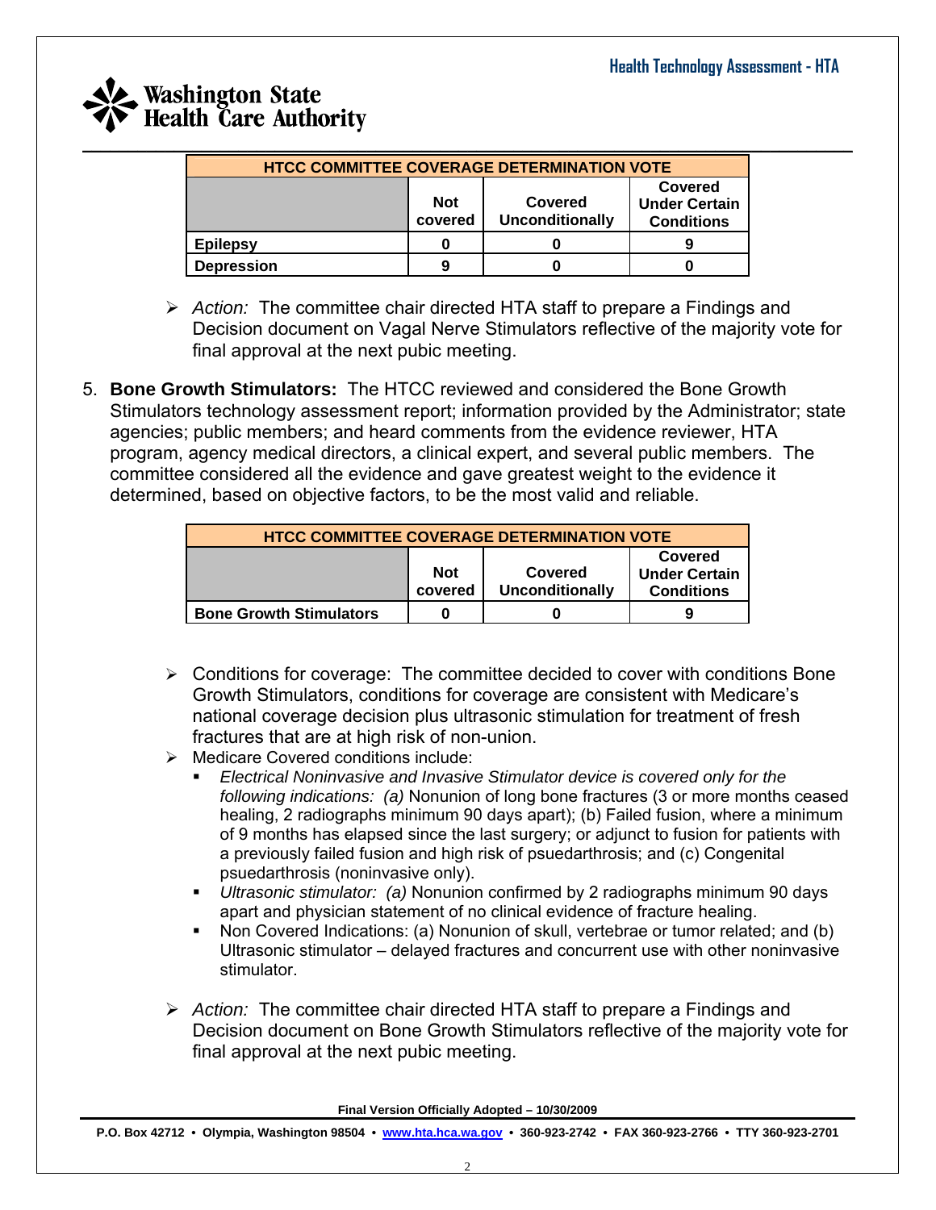| HTCC COMMITTEE COVERAGE DETERMINATION VOTE | | | |
|---|---|---|---|
| | **Not covered** | **Covered Unconditionally** | **Covered Under Certain Conditions** |
| **Epilepsy** | **0** | **0** | **9** |
| **Depression** | **9** | **0** | **0** |

- *Action:* The committee chair directed HTA staff to prepare a Findings and Decision document on Vagal Nerve Stimulators reflective of the majority vote for final approval at the next pubic meeting.

5. **Bone Growth Stimulators:** The HTCC reviewed and considered the Bone Growth Stimulators technology assessment report; information provided by the Administrator; state agencies; public members; and heard comments from the evidence reviewer, HTA program, agency medical directors, a clinical expert, and several public members. The committee considered all the evidence and gave greatest weight to the evidence it determined, based on objective factors, to be the most valid and reliable.

| HTCC COMMITTEE COVERAGE DETERMINATION VOTE | | | |
|---|---|---|---|
| | **Not covered** | **Covered Unconditionally** | **Covered Under Certain Conditions** |
| **Bone Growth Stimulators** | **0** | **0** | **9** |

- Conditions for coverage: The committee decided to cover with conditions Bone Growth Stimulators, conditions for coverage are consistent with Medicare's national coverage decision plus ultrasonic stimulation for treatment of fresh fractures that are at high risk of non-union.
- Medicare Covered conditions include:
  - *Electrical Noninvasive and Invasive Stimulator device is covered only for the following indications: (a)* Nonunion of long bone fractures (3 or more months ceased healing, 2 radiographs minimum 90 days apart); (b) Failed fusion, where a minimum of 9 months has elapsed since the last surgery; or adjunct to fusion for patients with a previously failed fusion and high risk of psuedarthrosis; and (c) Congenital psuedarthrosis (noninvasive only).
  - *Ultrasonic stimulator: (a)* Nonunion confirmed by 2 radiographs minimum 90 days apart and physician statement of no clinical evidence of fracture healing.
  - Non Covered Indications: (a) Nonunion of skull, vertebrae or tumor related; and (b) Ultrasonic stimulator – delayed fractures and concurrent use with other noninvasive stimulator.

- *Action:* The committee chair directed HTA staff to prepare a Findings and Decision document on Bone Growth Stimulators reflective of the majority vote for final approval at the next pubic meeting.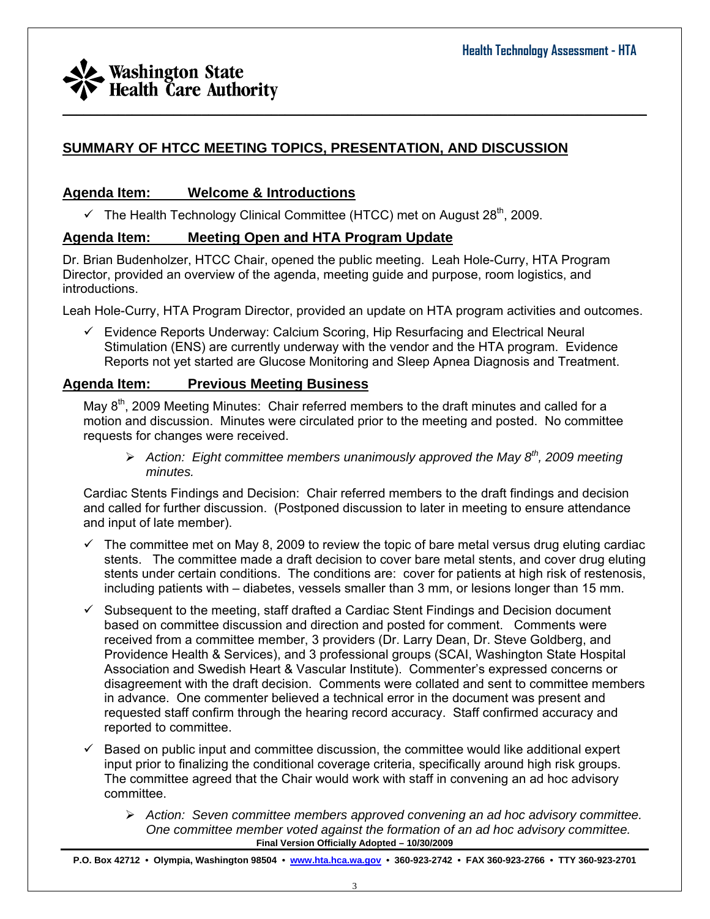## SUMMARY OF HTCC MEETING TOPICS, PRESENTATION, AND DISCUSSION

### Agenda Item: Welcome & Introductions

- ✓ The Health Technology Clinical Committee (HTCC) met on August 28th, 2009.

### Agenda Item: Meeting Open and HTA Program Update

Dr. Brian Budenholzer, HTCC Chair, opened the public meeting. Leah Hole-Curry, HTA Program Director, provided an overview of the agenda, meeting guide and purpose, room logistics, and introductions.

Leah Hole-Curry, HTA Program Director, provided an update on HTA program activities and outcomes.

- ✓ Evidence Reports Underway: Calcium Scoring, Hip Resurfacing and Electrical Neural Stimulation (ENS) are currently underway with the vendor and the HTA program. Evidence Reports not yet started are Glucose Monitoring and Sleep Apnea Diagnosis and Treatment.

### Agenda Item: Previous Meeting Business

May 8th, 2009 Meeting Minutes: Chair referred members to the draft minutes and called for a motion and discussion. Minutes were circulated prior to the meeting and posted. No committee requests for changes were received.

> *Action: Eight committee members unanimously approved the May 8th, 2009 meeting minutes.*

Cardiac Stents Findings and Decision: Chair referred members to the draft findings and decision and called for further discussion. (Postponed discussion to later in meeting to ensure attendance and input of late member).

- ✓ The committee met on May 8, 2009 to review the topic of bare metal versus drug eluting cardiac stents. The committee made a draft decision to cover bare metal stents, and cover drug eluting stents under certain conditions. The conditions are: cover for patients at high risk of restenosis, including patients with – diabetes, vessels smaller than 3 mm, or lesions longer than 15 mm.
- ✓ Subsequent to the meeting, staff drafted a Cardiac Stent Findings and Decision document based on committee discussion and direction and posted for comment. Comments were received from a committee member, 3 providers (Dr. Larry Dean, Dr. Steve Goldberg, and Providence Health & Services), and 3 professional groups (SCAI, Washington State Hospital Association and Swedish Heart & Vascular Institute). Commenter's expressed concerns or disagreement with the draft decision. Comments were collated and sent to committee members in advance. One commenter believed a technical error in the document was present and requested staff confirm through the hearing record accuracy. Staff confirmed accuracy and reported to committee.
- ✓ Based on public input and committee discussion, the committee would like additional expert input prior to finalizing the conditional coverage criteria, specifically around high risk groups. The committee agreed that the Chair would work with staff in convening an ad hoc advisory committee.

> *Action: Seven committee members approved convening an ad hoc advisory committee. One committee member voted against the formation of an ad hoc advisory committee.*

**Final Version Officially Adopted – 10/30/2009**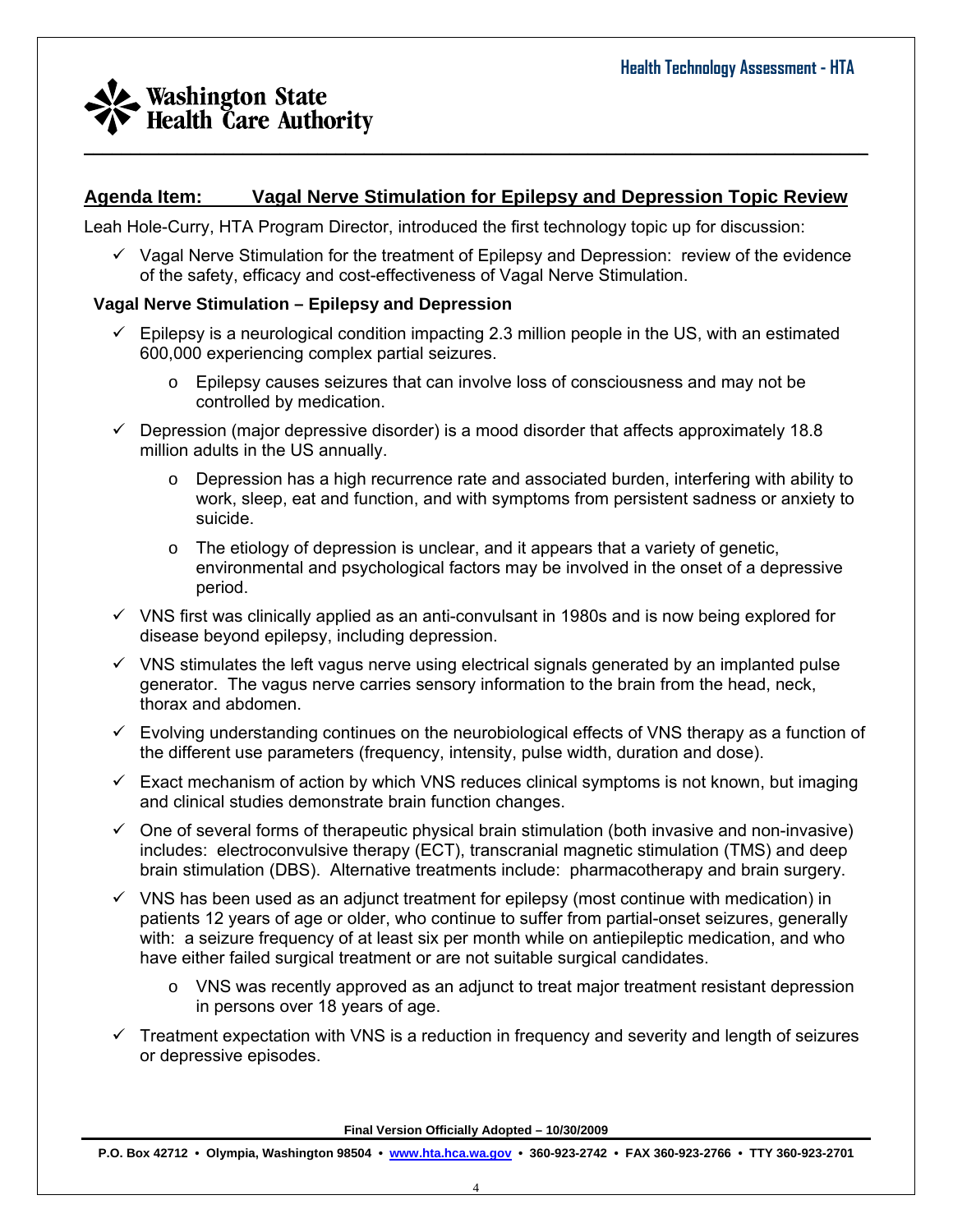## Agenda Item: Vagal Nerve Stimulation for Epilepsy and Depression Topic Review

Leah Hole-Curry, HTA Program Director, introduced the first technology topic up for discussion:

- ✓ Vagal Nerve Stimulation for the treatment of Epilepsy and Depression: review of the evidence of the safety, efficacy and cost-effectiveness of Vagal Nerve Stimulation.

### Vagal Nerve Stimulation – Epilepsy and Depression

- ✓ Epilepsy is a neurological condition impacting 2.3 million people in the US, with an estimated 600,000 experiencing complex partial seizures.
  - o Epilepsy causes seizures that can involve loss of consciousness and may not be controlled by medication.
- ✓ Depression (major depressive disorder) is a mood disorder that affects approximately 18.8 million adults in the US annually.
  - o Depression has a high recurrence rate and associated burden, interfering with ability to work, sleep, eat and function, and with symptoms from persistent sadness or anxiety to suicide.
  - o The etiology of depression is unclear, and it appears that a variety of genetic, environmental and psychological factors may be involved in the onset of a depressive period.
- ✓ VNS first was clinically applied as an anti-convulsant in 1980s and is now being explored for disease beyond epilepsy, including depression.
- ✓ VNS stimulates the left vagus nerve using electrical signals generated by an implanted pulse generator. The vagus nerve carries sensory information to the brain from the head, neck, thorax and abdomen.
- ✓ Evolving understanding continues on the neurobiological effects of VNS therapy as a function of the different use parameters (frequency, intensity, pulse width, duration and dose).
- ✓ Exact mechanism of action by which VNS reduces clinical symptoms is not known, but imaging and clinical studies demonstrate brain function changes.
- ✓ One of several forms of therapeutic physical brain stimulation (both invasive and non-invasive) includes: electroconvulsive therapy (ECT), transcranial magnetic stimulation (TMS) and deep brain stimulation (DBS). Alternative treatments include: pharmacotherapy and brain surgery.
- ✓ VNS has been used as an adjunct treatment for epilepsy (most continue with medication) in patients 12 years of age or older, who continue to suffer from partial-onset seizures, generally with: a seizure frequency of at least six per month while on antiepileptic medication, and who have either failed surgical treatment or are not suitable surgical candidates.
  - o VNS was recently approved as an adjunct to treat major treatment resistant depression in persons over 18 years of age.
- ✓ Treatment expectation with VNS is a reduction in frequency and severity and length of seizures or depressive episodes.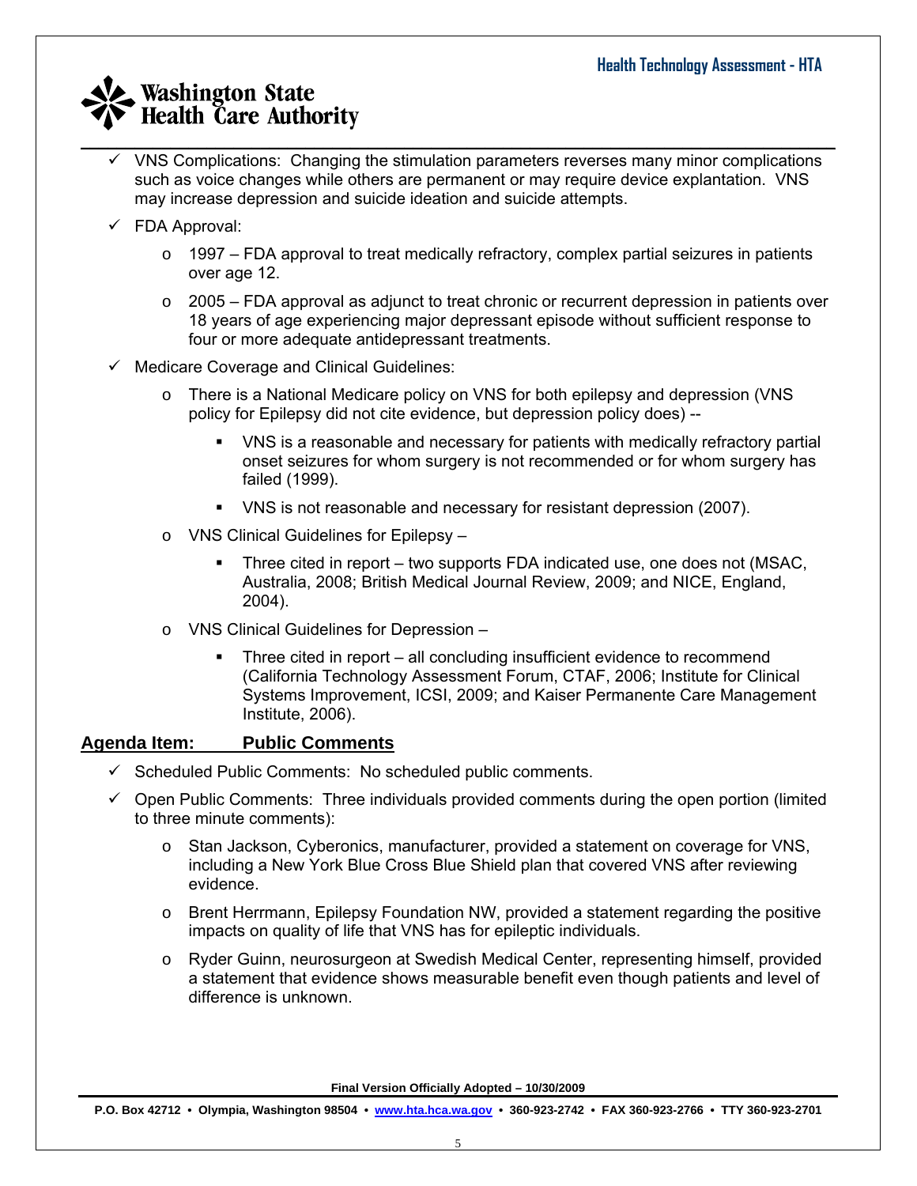- ✓ VNS Complications: Changing the stimulation parameters reverses many minor complications such as voice changes while others are permanent or may require device explantation. VNS may increase depression and suicide ideation and suicide attempts.
- ✓ FDA Approval:
  - 1997 – FDA approval to treat medically refractory, complex partial seizures in patients over age 12.
  - 2005 – FDA approval as adjunct to treat chronic or recurrent depression in patients over 18 years of age experiencing major depressant episode without sufficient response to four or more adequate antidepressant treatments.
- ✓ Medicare Coverage and Clinical Guidelines:
  - There is a National Medicare policy on VNS for both epilepsy and depression (VNS policy for Epilepsy did not cite evidence, but depression policy does) --
    - VNS is a reasonable and necessary for patients with medically refractory partial onset seizures for whom surgery is not recommended or for whom surgery has failed (1999).
    - VNS is not reasonable and necessary for resistant depression (2007).
  - VNS Clinical Guidelines for Epilepsy –
    - Three cited in report – two supports FDA indicated use, one does not (MSAC, Australia, 2008; British Medical Journal Review, 2009; and NICE, England, 2004).
  - VNS Clinical Guidelines for Depression –
    - Three cited in report – all concluding insufficient evidence to recommend (California Technology Assessment Forum, CTAF, 2006; Institute for Clinical Systems Improvement, ICSI, 2009; and Kaiser Permanente Care Management Institute, 2006).

**Agenda Item: Public Comments**

- ✓ Scheduled Public Comments: No scheduled public comments.
- ✓ Open Public Comments: Three individuals provided comments during the open portion (limited to three minute comments):
  - Stan Jackson, Cyberonics, manufacturer, provided a statement on coverage for VNS, including a New York Blue Cross Blue Shield plan that covered VNS after reviewing evidence.
  - Brent Herrmann, Epilepsy Foundation NW, provided a statement regarding the positive impacts on quality of life that VNS has for epileptic individuals.
  - Ryder Guinn, neurosurgeon at Swedish Medical Center, representing himself, provided a statement that evidence shows measurable benefit even though patients and level of difference is unknown.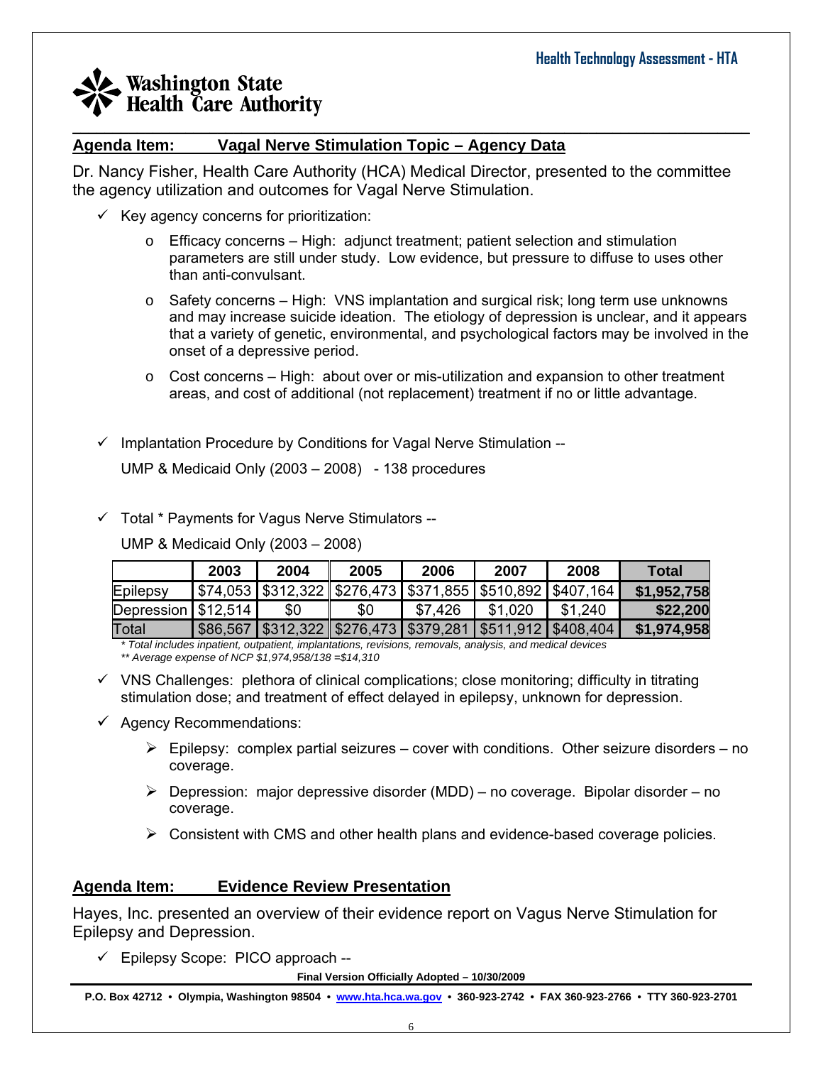## Agenda Item: Vagal Nerve Stimulation Topic – Agency Data

Dr. Nancy Fisher, Health Care Authority (HCA) Medical Director, presented to the committee the agency utilization and outcomes for Vagal Nerve Stimulation.

- ✓ Key agency concerns for prioritization:
  - Efficacy concerns – High: adjunct treatment; patient selection and stimulation parameters are still under study. Low evidence, but pressure to diffuse to uses other than anti-convulsant.
  - Safety concerns – High: VNS implantation and surgical risk; long term use unknowns and may increase suicide ideation. The etiology of depression is unclear, and it appears that a variety of genetic, environmental, and psychological factors may be involved in the onset of a depressive period.
  - Cost concerns – High: about over or mis-utilization and expansion to other treatment areas, and cost of additional (not replacement) treatment if no or little advantage.

- ✓ Implantation Procedure by Conditions for Vagal Nerve Stimulation --

  UMP & Medicaid Only (2003 – 2008) - 138 procedures

- ✓ Total * Payments for Vagus Nerve Stimulators --

  UMP & Medicaid Only (2003 – 2008)

| | 2003 | 2004 | 2005 | 2006 | 2007 | 2008 | Total |
|---|---|---|---|---|---|---|---|
| Epilepsy | $74,053 | $312,322 | $276,473 | $371,855 | $510,892 | $407,164 | **$1,952,758** |
| Depression | $12,514 | $0 | $0 | $7,426 | $1,020 | $1,240 | **$22,200** |
| Total | $86,567 | $312,322 | $276,473 | $379,281 | $511,912 | $408,404 | **$1,974,958** |

*\* Total includes inpatient, outpatient, implantations, revisions, removals, analysis, and medical devices*
*\*\* Average expense of NCP $1,974,958/138 =$14,310*

- ✓ VNS Challenges: plethora of clinical complications; close monitoring; difficulty in titrating stimulation dose; and treatment of effect delayed in epilepsy, unknown for depression.

- ✓ Agency Recommendations:
  - ➢ Epilepsy: complex partial seizures – cover with conditions. Other seizure disorders – no coverage.
  - ➢ Depression: major depressive disorder (MDD) – no coverage. Bipolar disorder – no coverage.
  - ➢ Consistent with CMS and other health plans and evidence-based coverage policies.

## Agenda Item: Evidence Review Presentation

Hayes, Inc. presented an overview of their evidence report on Vagus Nerve Stimulation for Epilepsy and Depression.

- ✓ Epilepsy Scope: PICO approach --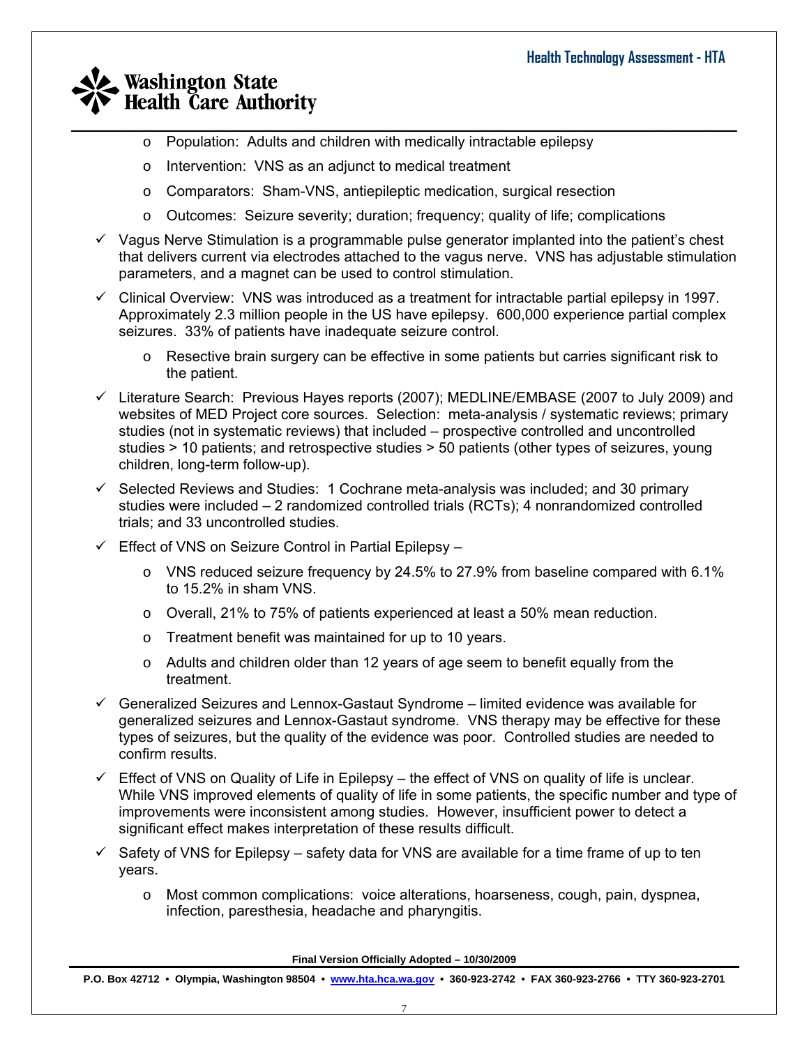- Population: Adults and children with medically intractable epilepsy
    - Intervention: VNS as an adjunct to medical treatment
    - Comparators: Sham-VNS, antiepileptic medication, surgical resection
    - Outcomes: Seizure severity; duration; frequency; quality of life; complications

- ✓ Vagus Nerve Stimulation is a programmable pulse generator implanted into the patient's chest that delivers current via electrodes attached to the vagus nerve. VNS has adjustable stimulation parameters, and a magnet can be used to control stimulation.
- ✓ Clinical Overview: VNS was introduced as a treatment for intractable partial epilepsy in 1997. Approximately 2.3 million people in the US have epilepsy. 600,000 experience partial complex seizures. 33% of patients have inadequate seizure control.
    - Resective brain surgery can be effective in some patients but carries significant risk to the patient.
- ✓ Literature Search: Previous Hayes reports (2007); MEDLINE/EMBASE (2007 to July 2009) and websites of MED Project core sources. Selection: meta-analysis / systematic reviews; primary studies (not in systematic reviews) that included – prospective controlled and uncontrolled studies > 10 patients; and retrospective studies > 50 patients (other types of seizures, young children, long-term follow-up).
- ✓ Selected Reviews and Studies: 1 Cochrane meta-analysis was included; and 30 primary studies were included – 2 randomized controlled trials (RCTs); 4 nonrandomized controlled trials; and 33 uncontrolled studies.
- ✓ Effect of VNS on Seizure Control in Partial Epilepsy –
    - VNS reduced seizure frequency by 24.5% to 27.9% from baseline compared with 6.1% to 15.2% in sham VNS.
    - Overall, 21% to 75% of patients experienced at least a 50% mean reduction.
    - Treatment benefit was maintained for up to 10 years.
    - Adults and children older than 12 years of age seem to benefit equally from the treatment.
- ✓ Generalized Seizures and Lennox-Gastaut Syndrome – limited evidence was available for generalized seizures and Lennox-Gastaut syndrome. VNS therapy may be effective for these types of seizures, but the quality of the evidence was poor. Controlled studies are needed to confirm results.
- ✓ Effect of VNS on Quality of Life in Epilepsy – the effect of VNS on quality of life is unclear. While VNS improved elements of quality of life in some patients, the specific number and type of improvements were inconsistent among studies. However, insufficient power to detect a significant effect makes interpretation of these results difficult.
- ✓ Safety of VNS for Epilepsy – safety data for VNS are available for a time frame of up to ten years.
    - Most common complications: voice alterations, hoarseness, cough, pain, dyspnea, infection, paresthesia, headache and pharyngitis.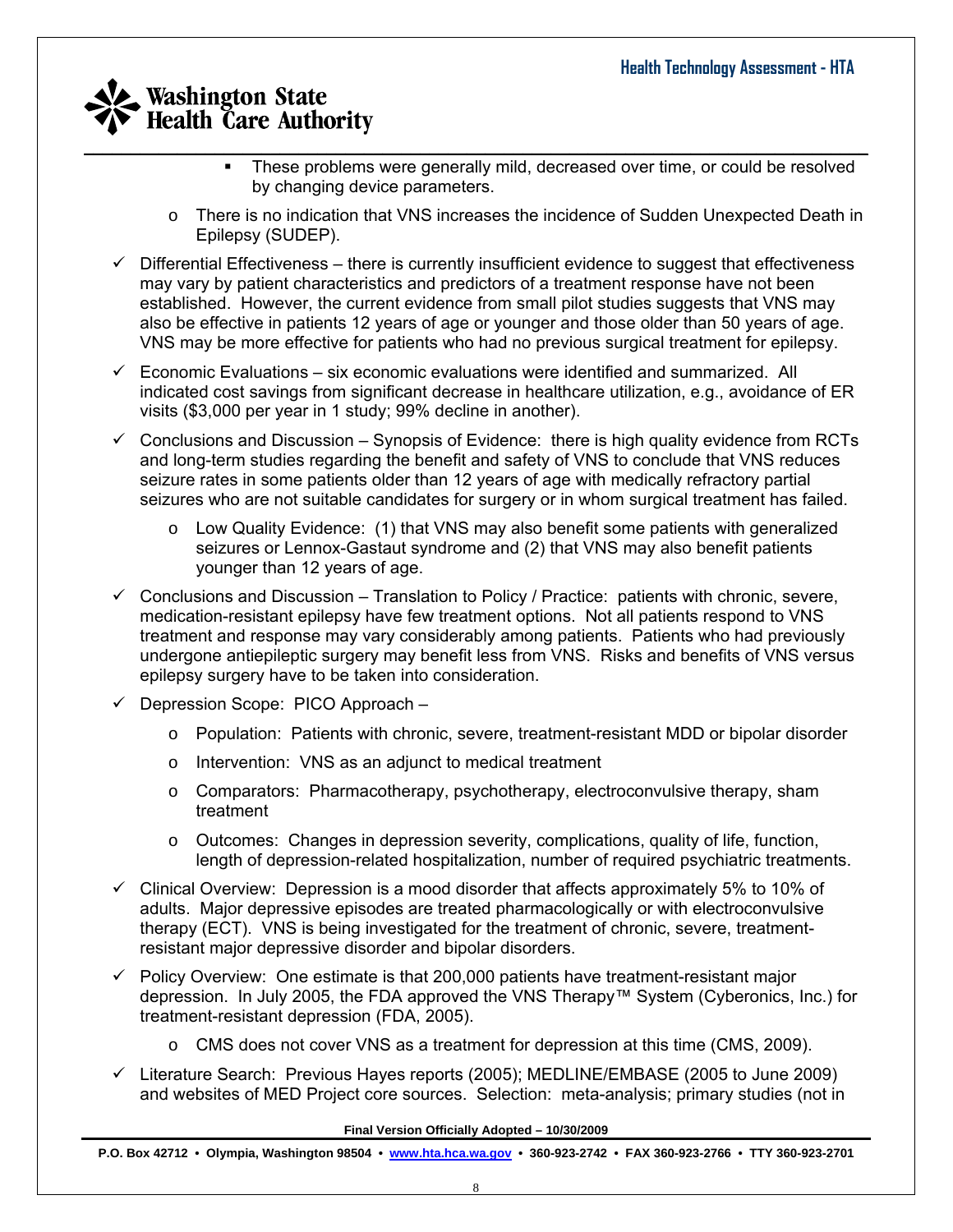- These problems were generally mild, decreased over time, or could be resolved by changing device parameters.
    - There is no indication that VNS increases the incidence of Sudden Unexpected Death in Epilepsy (SUDEP).
- ✓ Differential Effectiveness – there is currently insufficient evidence to suggest that effectiveness may vary by patient characteristics and predictors of a treatment response have not been established. However, the current evidence from small pilot studies suggests that VNS may also be effective in patients 12 years of age or younger and those older than 50 years of age. VNS may be more effective for patients who had no previous surgical treatment for epilepsy.
- ✓ Economic Evaluations – six economic evaluations were identified and summarized. All indicated cost savings from significant decrease in healthcare utilization, e.g., avoidance of ER visits ($3,000 per year in 1 study; 99% decline in another).
- ✓ Conclusions and Discussion – Synopsis of Evidence: there is high quality evidence from RCTs and long-term studies regarding the benefit and safety of VNS to conclude that VNS reduces seizure rates in some patients older than 12 years of age with medically refractory partial seizures who are not suitable candidates for surgery or in whom surgical treatment has failed.
    - Low Quality Evidence: (1) that VNS may also benefit some patients with generalized seizures or Lennox-Gastaut syndrome and (2) that VNS may also benefit patients younger than 12 years of age.
- ✓ Conclusions and Discussion – Translation to Policy / Practice: patients with chronic, severe, medication-resistant epilepsy have few treatment options. Not all patients respond to VNS treatment and response may vary considerably among patients. Patients who had previously undergone antiepileptic surgery may benefit less from VNS. Risks and benefits of VNS versus epilepsy surgery have to be taken into consideration.
- ✓ Depression Scope: PICO Approach –
    - Population: Patients with chronic, severe, treatment-resistant MDD or bipolar disorder
    - Intervention: VNS as an adjunct to medical treatment
    - Comparators: Pharmacotherapy, psychotherapy, electroconvulsive therapy, sham treatment
    - Outcomes: Changes in depression severity, complications, quality of life, function, length of depression-related hospitalization, number of required psychiatric treatments.
- ✓ Clinical Overview: Depression is a mood disorder that affects approximately 5% to 10% of adults. Major depressive episodes are treated pharmacologically or with electroconvulsive therapy (ECT). VNS is being investigated for the treatment of chronic, severe, treatment-resistant major depressive disorder and bipolar disorders.
- ✓ Policy Overview: One estimate is that 200,000 patients have treatment-resistant major depression. In July 2005, the FDA approved the VNS Therapy™ System (Cyberonics, Inc.) for treatment-resistant depression (FDA, 2005).
    - CMS does not cover VNS as a treatment for depression at this time (CMS, 2009).
- ✓ Literature Search: Previous Hayes reports (2005); MEDLINE/EMBASE (2005 to June 2009) and websites of MED Project core sources. Selection: meta-analysis; primary studies (not in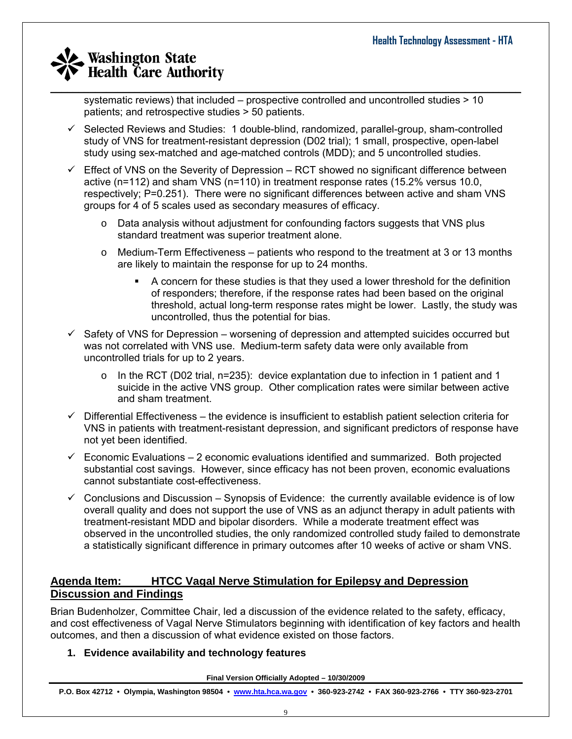systematic reviews) that included – prospective controlled and uncontrolled studies > 10 patients; and retrospective studies > 50 patients.

- ✓ Selected Reviews and Studies: 1 double-blind, randomized, parallel-group, sham-controlled study of VNS for treatment-resistant depression (D02 trial); 1 small, prospective, open-label study using sex-matched and age-matched controls (MDD); and 5 uncontrolled studies.
- ✓ Effect of VNS on the Severity of Depression – RCT showed no significant difference between active (n=112) and sham VNS (n=110) in treatment response rates (15.2% versus 10.0, respectively; P=0.251). There were no significant differences between active and sham VNS groups for 4 of 5 scales used as secondary measures of efficacy.
  - o Data analysis without adjustment for confounding factors suggests that VNS plus standard treatment was superior treatment alone.
  - o Medium-Term Effectiveness – patients who respond to the treatment at 3 or 13 months are likely to maintain the response for up to 24 months.
    - A concern for these studies is that they used a lower threshold for the definition of responders; therefore, if the response rates had been based on the original threshold, actual long-term response rates might be lower. Lastly, the study was uncontrolled, thus the potential for bias.
- ✓ Safety of VNS for Depression – worsening of depression and attempted suicides occurred but was not correlated with VNS use. Medium-term safety data were only available from uncontrolled trials for up to 2 years.
  - o In the RCT (D02 trial, n=235): device explantation due to infection in 1 patient and 1 suicide in the active VNS group. Other complication rates were similar between active and sham treatment.
- ✓ Differential Effectiveness – the evidence is insufficient to establish patient selection criteria for VNS in patients with treatment-resistant depression, and significant predictors of response have not yet been identified.
- ✓ Economic Evaluations – 2 economic evaluations identified and summarized. Both projected substantial cost savings. However, since efficacy has not been proven, economic evaluations cannot substantiate cost-effectiveness.
- ✓ Conclusions and Discussion – Synopsis of Evidence: the currently available evidence is of low overall quality and does not support the use of VNS as an adjunct therapy in adult patients with treatment-resistant MDD and bipolar disorders. While a moderate treatment effect was observed in the uncontrolled studies, the only randomized controlled study failed to demonstrate a statistically significant difference in primary outcomes after 10 weeks of active or sham VNS.

## Agenda Item: HTCC Vagal Nerve Stimulation for Epilepsy and Depression Discussion and Findings

Brian Budenholzer, Committee Chair, led a discussion of the evidence related to the safety, efficacy, and cost effectiveness of Vagal Nerve Stimulators beginning with identification of key factors and health outcomes, and then a discussion of what evidence existed on those factors.

1. **Evidence availability and technology features**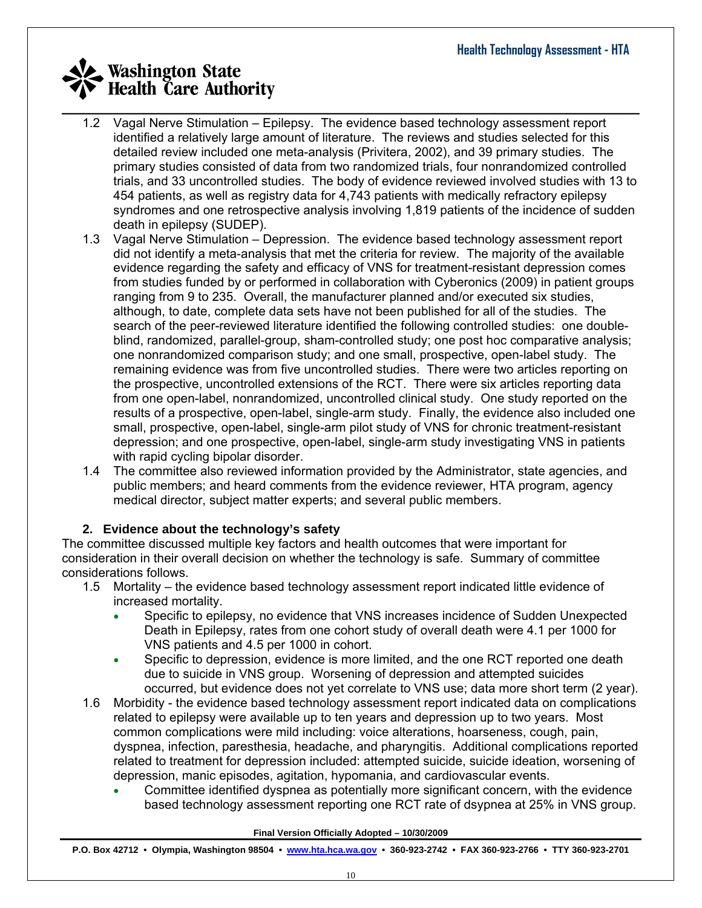1.2 Vagal Nerve Stimulation – Epilepsy. The evidence based technology assessment report identified a relatively large amount of literature. The reviews and studies selected for this detailed review included one meta-analysis (Privitera, 2002), and 39 primary studies. The primary studies consisted of data from two randomized trials, four nonrandomized controlled trials, and 33 uncontrolled studies. The body of evidence reviewed involved studies with 13 to 454 patients, as well as registry data for 4,743 patients with medically refractory epilepsy syndromes and one retrospective analysis involving 1,819 patients of the incidence of sudden death in epilepsy (SUDEP).

1.3 Vagal Nerve Stimulation – Depression. The evidence based technology assessment report did not identify a meta-analysis that met the criteria for review. The majority of the available evidence regarding the safety and efficacy of VNS for treatment-resistant depression comes from studies funded by or performed in collaboration with Cyberonics (2009) in patient groups ranging from 9 to 235. Overall, the manufacturer planned and/or executed six studies, although, to date, complete data sets have not been published for all of the studies. The search of the peer-reviewed literature identified the following controlled studies: one double-blind, randomized, parallel-group, sham-controlled study; one post hoc comparative analysis; one nonrandomized comparison study; and one small, prospective, open-label study. The remaining evidence was from five uncontrolled studies. There were two articles reporting on the prospective, uncontrolled extensions of the RCT. There were six articles reporting data from one open-label, nonrandomized, uncontrolled clinical study. One study reported on the results of a prospective, open-label, single-arm study. Finally, the evidence also included one small, prospective, open-label, single-arm pilot study of VNS for chronic treatment-resistant depression; and one prospective, open-label, single-arm study investigating VNS in patients with rapid cycling bipolar disorder.

1.4 The committee also reviewed information provided by the Administrator, state agencies, and public members; and heard comments from the evidence reviewer, HTA program, agency medical director, subject matter experts; and several public members.

### 2. Evidence about the technology's safety

The committee discussed multiple key factors and health outcomes that were important for consideration in their overall decision on whether the technology is safe. Summary of committee considerations follows.

1.5 Mortality – the evidence based technology assessment report indicated little evidence of increased mortality.

- Specific to epilepsy, no evidence that VNS increases incidence of Sudden Unexpected Death in Epilepsy, rates from one cohort study of overall death were 4.1 per 1000 for VNS patients and 4.5 per 1000 in cohort.
- Specific to depression, evidence is more limited, and the one RCT reported one death due to suicide in VNS group. Worsening of depression and attempted suicides occurred, but evidence does not yet correlate to VNS use; data more short term (2 year).

1.6 Morbidity - the evidence based technology assessment report indicated data on complications related to epilepsy were available up to ten years and depression up to two years. Most common complications were mild including: voice alterations, hoarseness, cough, pain, dyspnea, infection, paresthesia, headache, and pharyngitis. Additional complications reported related to treatment for depression included: attempted suicide, suicide ideation, worsening of depression, manic episodes, agitation, hypomania, and cardiovascular events.

- Committee identified dyspnea as potentially more significant concern, with the evidence based technology assessment reporting one RCT rate of dsypnea at 25% in VNS group.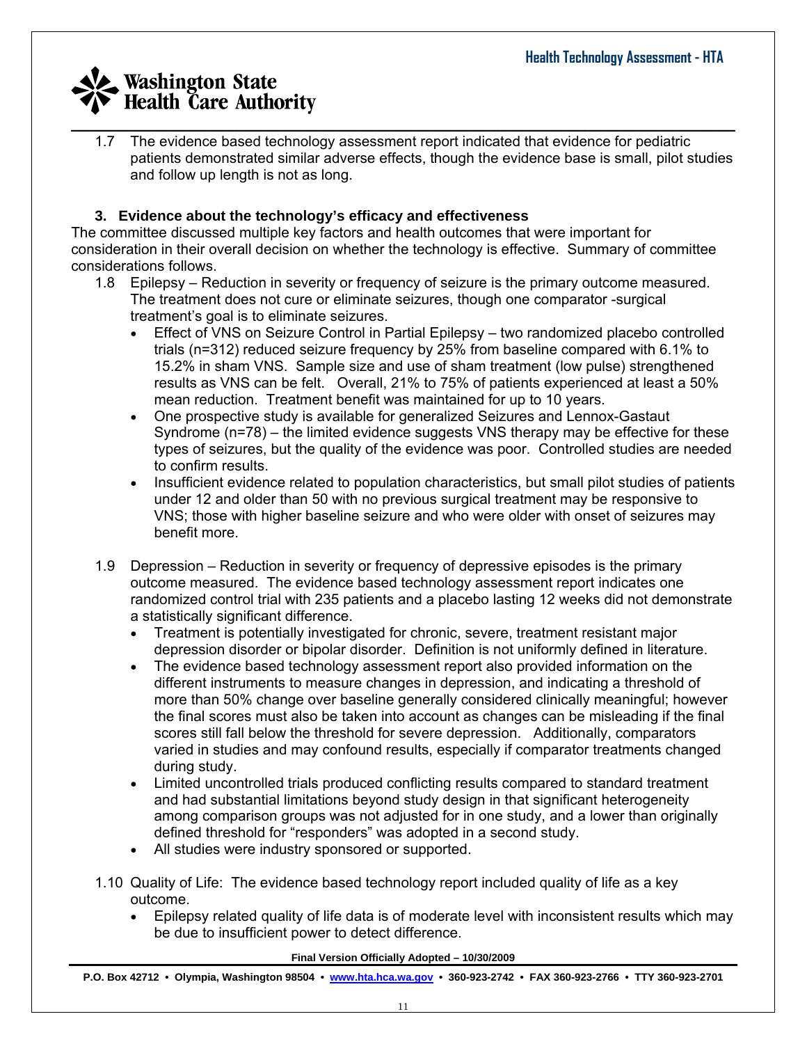1.7 The evidence based technology assessment report indicated that evidence for pediatric patients demonstrated similar adverse effects, though the evidence base is small, pilot studies and follow up length is not as long.

### 3. Evidence about the technology's efficacy and effectiveness

The committee discussed multiple key factors and health outcomes that were important for consideration in their overall decision on whether the technology is effective. Summary of committee considerations follows.

1.8 Epilepsy – Reduction in severity or frequency of seizure is the primary outcome measured. The treatment does not cure or eliminate seizures, though one comparator -surgical treatment's goal is to eliminate seizures.

- Effect of VNS on Seizure Control in Partial Epilepsy – two randomized placebo controlled trials (n=312) reduced seizure frequency by 25% from baseline compared with 6.1% to 15.2% in sham VNS. Sample size and use of sham treatment (low pulse) strengthened results as VNS can be felt. Overall, 21% to 75% of patients experienced at least a 50% mean reduction. Treatment benefit was maintained for up to 10 years.
- One prospective study is available for generalized Seizures and Lennox-Gastaut Syndrome (n=78) – the limited evidence suggests VNS therapy may be effective for these types of seizures, but the quality of the evidence was poor. Controlled studies are needed to confirm results.
- Insufficient evidence related to population characteristics, but small pilot studies of patients under 12 and older than 50 with no previous surgical treatment may be responsive to VNS; those with higher baseline seizure and who were older with onset of seizures may benefit more.

1.9 Depression – Reduction in severity or frequency of depressive episodes is the primary outcome measured. The evidence based technology assessment report indicates one randomized control trial with 235 patients and a placebo lasting 12 weeks did not demonstrate a statistically significant difference.

- Treatment is potentially investigated for chronic, severe, treatment resistant major depression disorder or bipolar disorder. Definition is not uniformly defined in literature.
- The evidence based technology assessment report also provided information on the different instruments to measure changes in depression, and indicating a threshold of more than 50% change over baseline generally considered clinically meaningful; however the final scores must also be taken into account as changes can be misleading if the final scores still fall below the threshold for severe depression. Additionally, comparators varied in studies and may confound results, especially if comparator treatments changed during study.
- Limited uncontrolled trials produced conflicting results compared to standard treatment and had substantial limitations beyond study design in that significant heterogeneity among comparison groups was not adjusted for in one study, and a lower than originally defined threshold for "responders" was adopted in a second study.
- All studies were industry sponsored or supported.

1.10 Quality of Life: The evidence based technology report included quality of life as a key outcome.

- Epilepsy related quality of life data is of moderate level with inconsistent results which may be due to insufficient power to detect difference.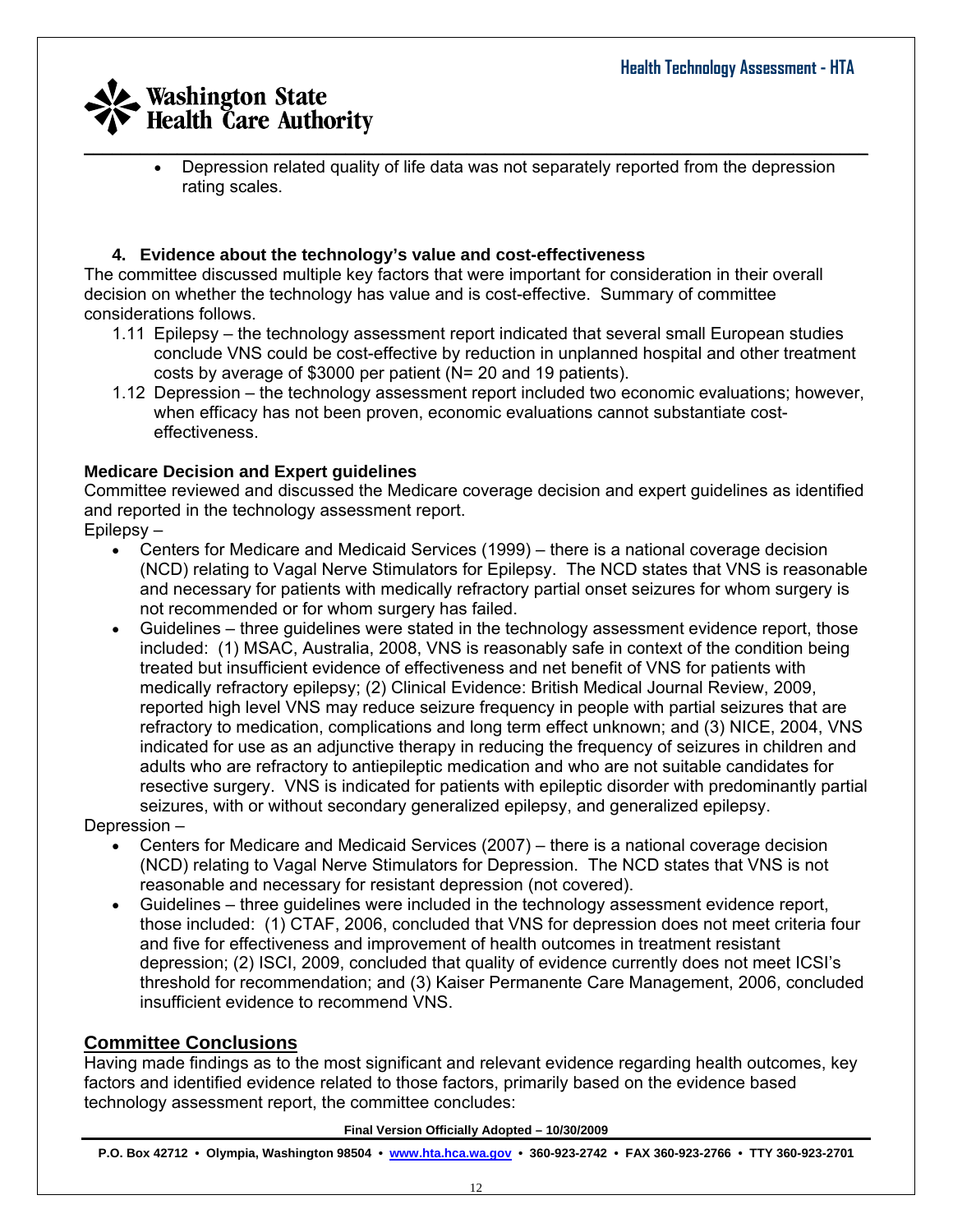- Depression related quality of life data was not separately reported from the depression rating scales.

### 4. Evidence about the technology's value and cost-effectiveness

The committee discussed multiple key factors that were important for consideration in their overall decision on whether the technology has value and is cost-effective. Summary of committee considerations follows.

1.11 Epilepsy – the technology assessment report indicated that several small European studies conclude VNS could be cost-effective by reduction in unplanned hospital and other treatment costs by average of $3000 per patient (N= 20 and 19 patients).

1.12 Depression – the technology assessment report included two economic evaluations; however, when efficacy has not been proven, economic evaluations cannot substantiate cost-effectiveness.

**Medicare Decision and Expert guidelines**

Committee reviewed and discussed the Medicare coverage decision and expert guidelines as identified and reported in the technology assessment report.

Epilepsy –

- Centers for Medicare and Medicaid Services (1999) – there is a national coverage decision (NCD) relating to Vagal Nerve Stimulators for Epilepsy. The NCD states that VNS is reasonable and necessary for patients with medically refractory partial onset seizures for whom surgery is not recommended or for whom surgery has failed.
- Guidelines – three guidelines were stated in the technology assessment evidence report, those included: (1) MSAC, Australia, 2008, VNS is reasonably safe in context of the condition being treated but insufficient evidence of effectiveness and net benefit of VNS for patients with medically refractory epilepsy; (2) Clinical Evidence: British Medical Journal Review, 2009, reported high level VNS may reduce seizure frequency in people with partial seizures that are refractory to medication, complications and long term effect unknown; and (3) NICE, 2004, VNS indicated for use as an adjunctive therapy in reducing the frequency of seizures in children and adults who are refractory to antiepileptic medication and who are not suitable candidates for resective surgery. VNS is indicated for patients with epileptic disorder with predominantly partial seizures, with or without secondary generalized epilepsy, and generalized epilepsy.

Depression –

- Centers for Medicare and Medicaid Services (2007) – there is a national coverage decision (NCD) relating to Vagal Nerve Stimulators for Depression. The NCD states that VNS is not reasonable and necessary for resistant depression (not covered).
- Guidelines – three guidelines were included in the technology assessment evidence report, those included: (1) CTAF, 2006, concluded that VNS for depression does not meet criteria four and five for effectiveness and improvement of health outcomes in treatment resistant depression; (2) ISCI, 2009, concluded that quality of evidence currently does not meet ICSI's threshold for recommendation; and (3) Kaiser Permanente Care Management, 2006, concluded insufficient evidence to recommend VNS.

## Committee Conclusions

Having made findings as to the most significant and relevant evidence regarding health outcomes, key factors and identified evidence related to those factors, primarily based on the evidence based technology assessment report, the committee concludes: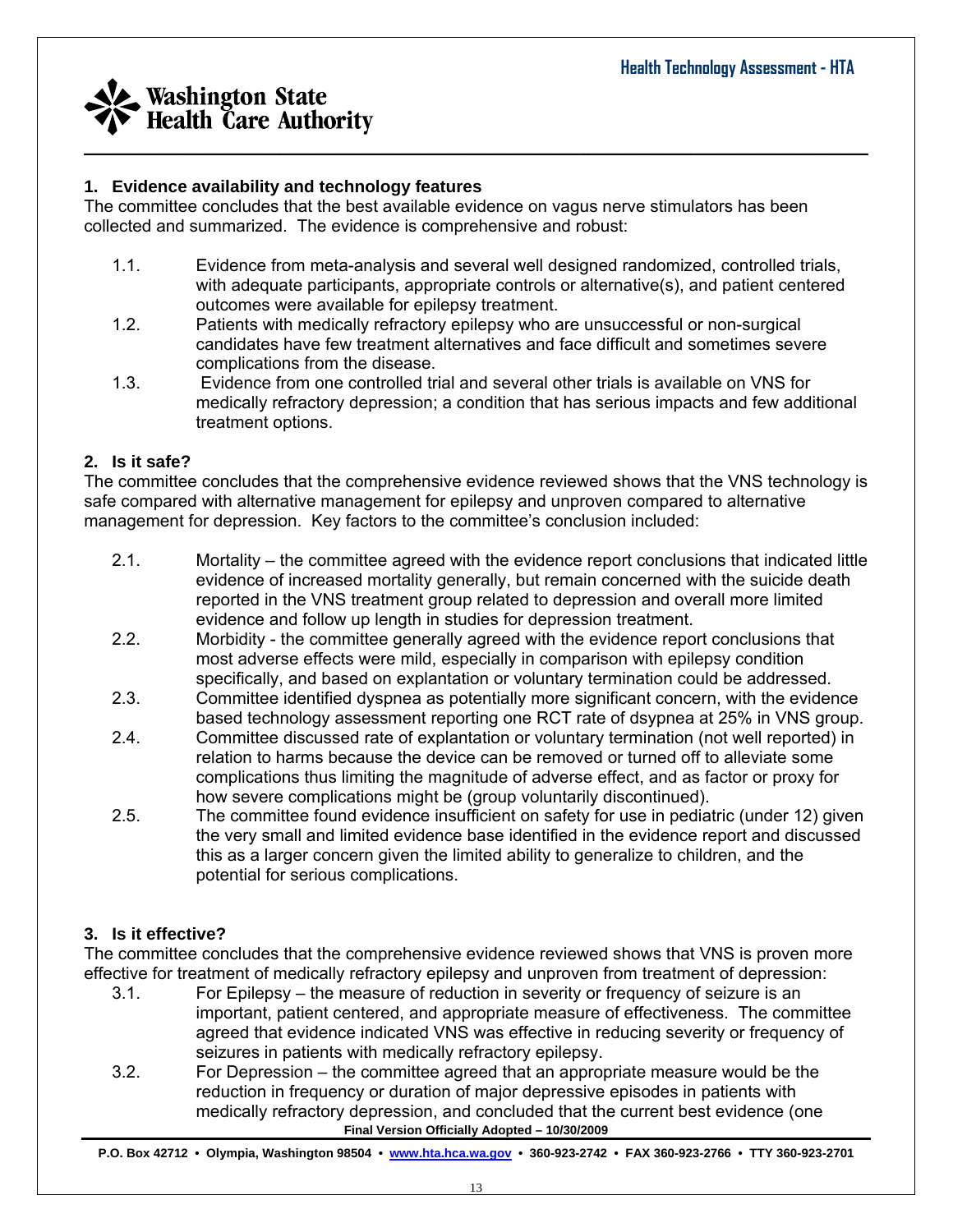## 1. Evidence availability and technology features

The committee concludes that the best available evidence on vagus nerve stimulators has been collected and summarized. The evidence is comprehensive and robust:

1.1. Evidence from meta-analysis and several well designed randomized, controlled trials, with adequate participants, appropriate controls or alternative(s), and patient centered outcomes were available for epilepsy treatment.

1.2. Patients with medically refractory epilepsy who are unsuccessful or non-surgical candidates have few treatment alternatives and face difficult and sometimes severe complications from the disease.

1.3. Evidence from one controlled trial and several other trials is available on VNS for medically refractory depression; a condition that has serious impacts and few additional treatment options.

## 2. Is it safe?

The committee concludes that the comprehensive evidence reviewed shows that the VNS technology is safe compared with alternative management for epilepsy and unproven compared to alternative management for depression. Key factors to the committee's conclusion included:

2.1. Mortality – the committee agreed with the evidence report conclusions that indicated little evidence of increased mortality generally, but remain concerned with the suicide death reported in the VNS treatment group related to depression and overall more limited evidence and follow up length in studies for depression treatment.

2.2. Morbidity - the committee generally agreed with the evidence report conclusions that most adverse effects were mild, especially in comparison with epilepsy condition specifically, and based on explantation or voluntary termination could be addressed.

2.3. Committee identified dyspnea as potentially more significant concern, with the evidence based technology assessment reporting one RCT rate of dsypnea at 25% in VNS group.

2.4. Committee discussed rate of explantation or voluntary termination (not well reported) in relation to harms because the device can be removed or turned off to alleviate some complications thus limiting the magnitude of adverse effect, and as factor or proxy for how severe complications might be (group voluntarily discontinued).

2.5. The committee found evidence insufficient on safety for use in pediatric (under 12) given the very small and limited evidence base identified in the evidence report and discussed this as a larger concern given the limited ability to generalize to children, and the potential for serious complications.

## 3. Is it effective?

The committee concludes that the comprehensive evidence reviewed shows that VNS is proven more effective for treatment of medically refractory epilepsy and unproven from treatment of depression:

3.1. For Epilepsy – the measure of reduction in severity or frequency of seizure is an important, patient centered, and appropriate measure of effectiveness. The committee agreed that evidence indicated VNS was effective in reducing severity or frequency of seizures in patients with medically refractory epilepsy.

3.2. For Depression – the committee agreed that an appropriate measure would be the reduction in frequency or duration of major depressive episodes in patients with medically refractory depression, and concluded that the current best evidence (one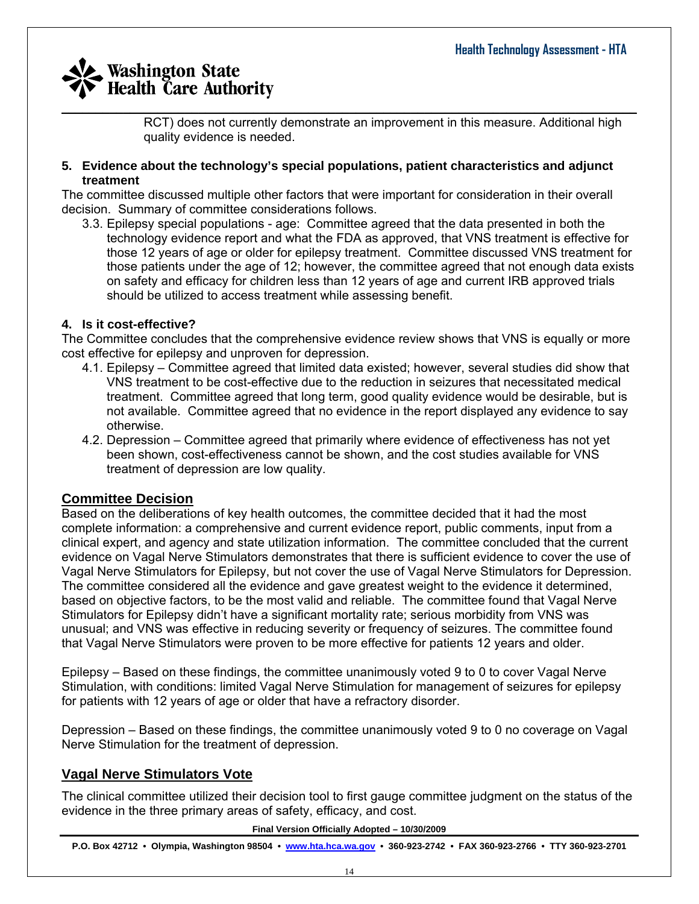RCT) does not currently demonstrate an improvement in this measure. Additional high quality evidence is needed.

**5. Evidence about the technology's special populations, patient characteristics and adjunct treatment**

The committee discussed multiple other factors that were important for consideration in their overall decision. Summary of committee considerations follows.

3.3. Epilepsy special populations - age: Committee agreed that the data presented in both the technology evidence report and what the FDA as approved, that VNS treatment is effective for those 12 years of age or older for epilepsy treatment. Committee discussed VNS treatment for those patients under the age of 12; however, the committee agreed that not enough data exists on safety and efficacy for children less than 12 years of age and current IRB approved trials should be utilized to access treatment while assessing benefit.

**4. Is it cost-effective?**

The Committee concludes that the comprehensive evidence review shows that VNS is equally or more cost effective for epilepsy and unproven for depression.

4.1. Epilepsy – Committee agreed that limited data existed; however, several studies did show that VNS treatment to be cost-effective due to the reduction in seizures that necessitated medical treatment. Committee agreed that long term, good quality evidence would be desirable, but is not available. Committee agreed that no evidence in the report displayed any evidence to say otherwise.

4.2. Depression – Committee agreed that primarily where evidence of effectiveness has not yet been shown, cost-effectiveness cannot be shown, and the cost studies available for VNS treatment of depression are low quality.

## Committee Decision

Based on the deliberations of key health outcomes, the committee decided that it had the most complete information: a comprehensive and current evidence report, public comments, input from a clinical expert, and agency and state utilization information. The committee concluded that the current evidence on Vagal Nerve Stimulators demonstrates that there is sufficient evidence to cover the use of Vagal Nerve Stimulators for Epilepsy, but not cover the use of Vagal Nerve Stimulators for Depression. The committee considered all the evidence and gave greatest weight to the evidence it determined, based on objective factors, to be the most valid and reliable. The committee found that Vagal Nerve Stimulators for Epilepsy didn't have a significant mortality rate; serious morbidity from VNS was unusual; and VNS was effective in reducing severity or frequency of seizures. The committee found that Vagal Nerve Stimulators were proven to be more effective for patients 12 years and older.

Epilepsy – Based on these findings, the committee unanimously voted 9 to 0 to cover Vagal Nerve Stimulation, with conditions: limited Vagal Nerve Stimulation for management of seizures for epilepsy for patients with 12 years of age or older that have a refractory disorder.

Depression – Based on these findings, the committee unanimously voted 9 to 0 no coverage on Vagal Nerve Stimulation for the treatment of depression.

## Vagal Nerve Stimulators Vote

The clinical committee utilized their decision tool to first gauge committee judgment on the status of the evidence in the three primary areas of safety, efficacy, and cost.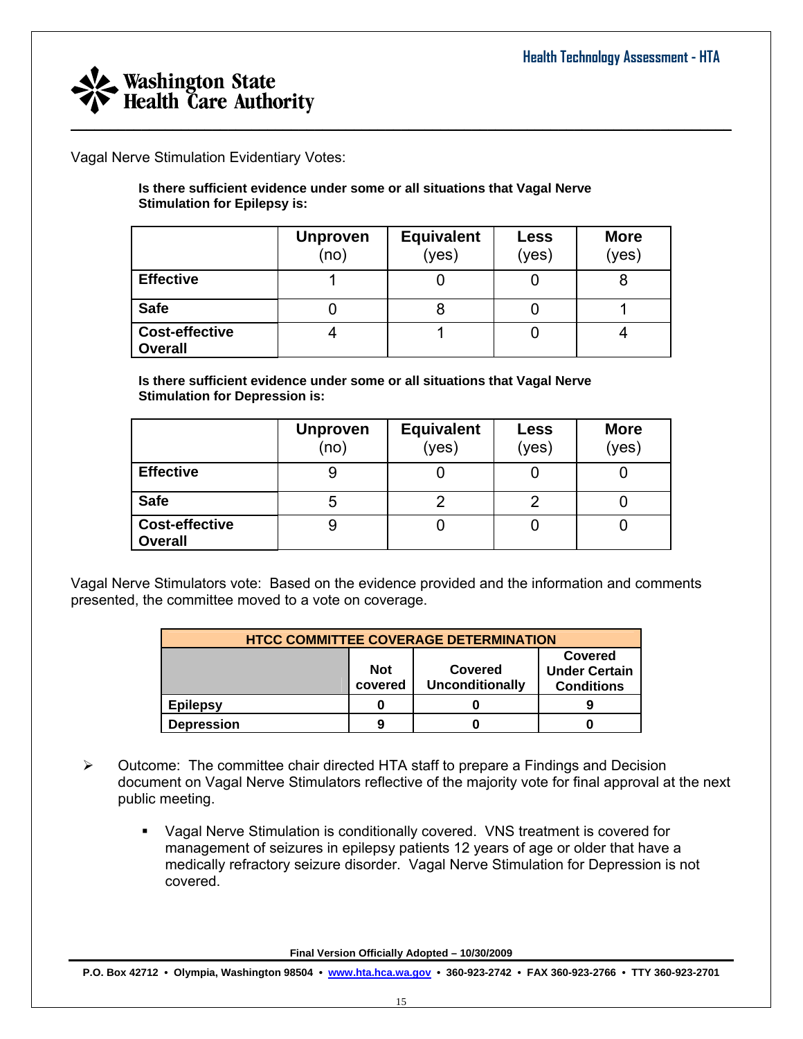Vagal Nerve Stimulation Evidentiary Votes:

**Is there sufficient evidence under some or all situations that Vagal Nerve Stimulation for Epilepsy is:**

| | **Unproven** (no) | **Equivalent** (yes) | **Less** (yes) | **More** (yes) |
|---|---|---|---|---|
| **Effective** | 1 | 0 | 0 | 8 |
| **Safe** | 0 | 8 | 0 | 1 |
| **Cost-effective Overall** | 4 | 1 | 0 | 4 |

**Is there sufficient evidence under some or all situations that Vagal Nerve Stimulation for Depression is:**

| | **Unproven** (no) | **Equivalent** (yes) | **Less** (yes) | **More** (yes) |
|---|---|---|---|---|
| **Effective** | 9 | 0 | 0 | 0 |
| **Safe** | 5 | 2 | 2 | 0 |
| **Cost-effective Overall** | 9 | 0 | 0 | 0 |

Vagal Nerve Stimulators vote: Based on the evidence provided and the information and comments presented, the committee moved to a vote on coverage.

| **HTCC COMMITTEE COVERAGE DETERMINATION** | | | |
|---|---|---|---|
| | **Not covered** | **Covered Unconditionally** | **Covered Under Certain Conditions** |
| **Epilepsy** | **0** | **0** | **9** |
| **Depression** | **9** | **0** | **0** |

- Outcome: The committee chair directed HTA staff to prepare a Findings and Decision document on Vagal Nerve Stimulators reflective of the majority vote for final approval at the next public meeting.
  - Vagal Nerve Stimulation is conditionally covered. VNS treatment is covered for management of seizures in epilepsy patients 12 years of age or older that have a medically refractory seizure disorder. Vagal Nerve Stimulation for Depression is not covered.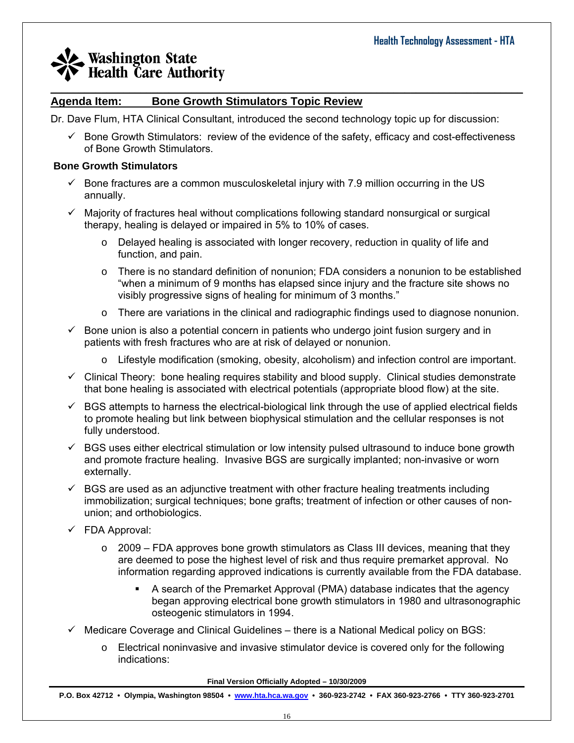## Agenda Item: Bone Growth Stimulators Topic Review

Dr. Dave Flum, HTA Clinical Consultant, introduced the second technology topic up for discussion:

- ✓ Bone Growth Stimulators: review of the evidence of the safety, efficacy and cost-effectiveness of Bone Growth Stimulators.

### Bone Growth Stimulators

- ✓ Bone fractures are a common musculoskeletal injury with 7.9 million occurring in the US annually.
- ✓ Majority of fractures heal without complications following standard nonsurgical or surgical therapy, healing is delayed or impaired in 5% to 10% of cases.
  - o Delayed healing is associated with longer recovery, reduction in quality of life and function, and pain.
  - o There is no standard definition of nonunion; FDA considers a nonunion to be established "when a minimum of 9 months has elapsed since injury and the fracture site shows no visibly progressive signs of healing for minimum of 3 months."
  - o There are variations in the clinical and radiographic findings used to diagnose nonunion.
- ✓ Bone union is also a potential concern in patients who undergo joint fusion surgery and in patients with fresh fractures who are at risk of delayed or nonunion.
  - o Lifestyle modification (smoking, obesity, alcoholism) and infection control are important.
- ✓ Clinical Theory: bone healing requires stability and blood supply. Clinical studies demonstrate that bone healing is associated with electrical potentials (appropriate blood flow) at the site.
- ✓ BGS attempts to harness the electrical-biological link through the use of applied electrical fields to promote healing but link between biophysical stimulation and the cellular responses is not fully understood.
- ✓ BGS uses either electrical stimulation or low intensity pulsed ultrasound to induce bone growth and promote fracture healing. Invasive BGS are surgically implanted; non-invasive or worn externally.
- ✓ BGS are used as an adjunctive treatment with other fracture healing treatments including immobilization; surgical techniques; bone grafts; treatment of infection or other causes of non-union; and orthobiologics.
- ✓ FDA Approval:
  - o 2009 – FDA approves bone growth stimulators as Class III devices, meaning that they are deemed to pose the highest level of risk and thus require premarket approval. No information regarding approved indications is currently available from the FDA database.
    - ▪ A search of the Premarket Approval (PMA) database indicates that the agency began approving electrical bone growth stimulators in 1980 and ultrasonographic osteogenic stimulators in 1994.
- ✓ Medicare Coverage and Clinical Guidelines – there is a National Medical policy on BGS:
  - o Electrical noninvasive and invasive stimulator device is covered only for the following indications: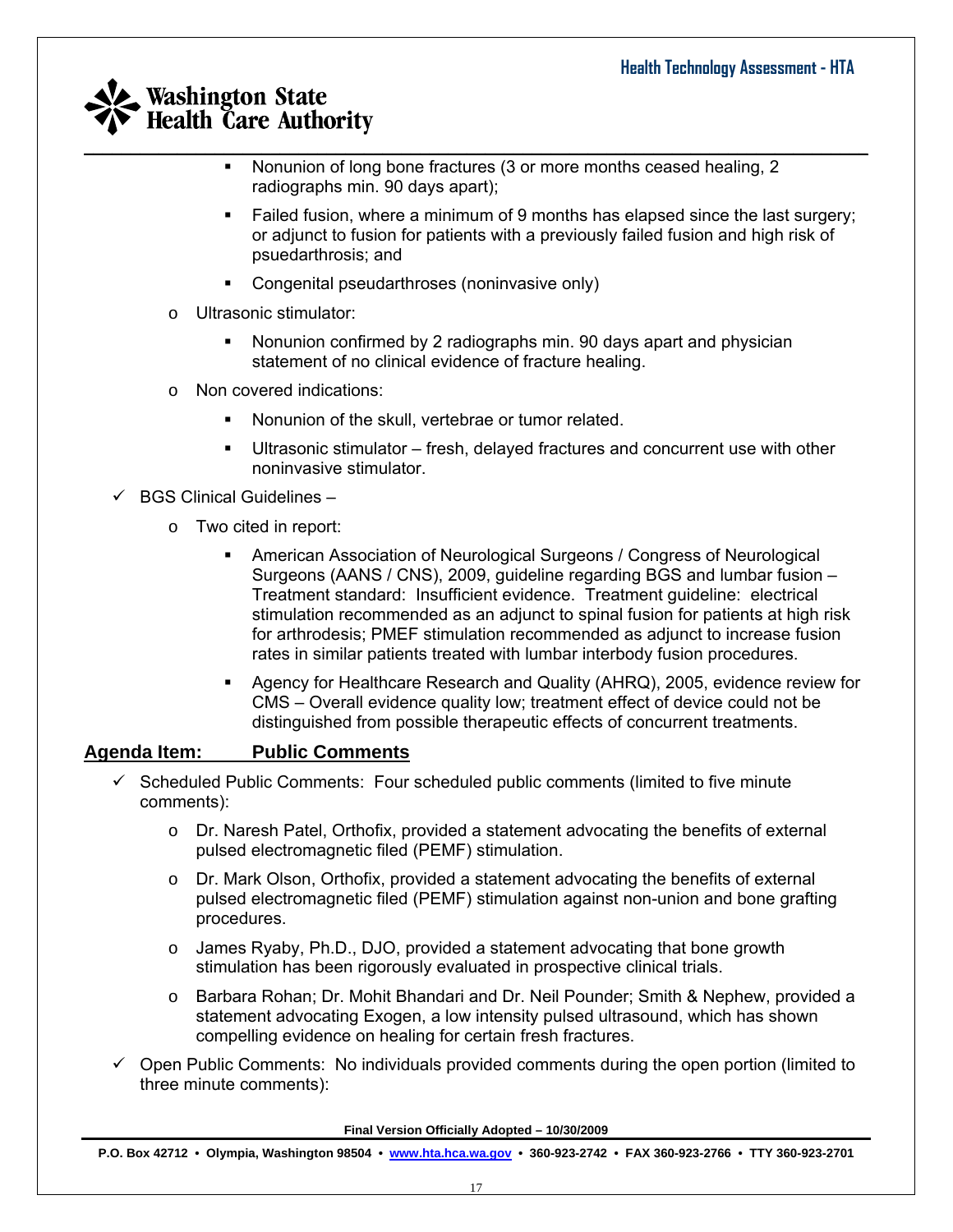- Nonunion of long bone fractures (3 or more months ceased healing, 2 radiographs min. 90 days apart);
  - Failed fusion, where a minimum of 9 months has elapsed since the last surgery; or adjunct to fusion for patients with a previously failed fusion and high risk of psuedarthrosis; and
  - Congenital pseudarthroses (noninvasive only)
- Ultrasonic stimulator:
  - Nonunion confirmed by 2 radiographs min. 90 days apart and physician statement of no clinical evidence of fracture healing.
- Non covered indications:
  - Nonunion of the skull, vertebrae or tumor related.
  - Ultrasonic stimulator – fresh, delayed fractures and concurrent use with other noninvasive stimulator.

✓ BGS Clinical Guidelines –

- Two cited in report:
  - American Association of Neurological Surgeons / Congress of Neurological Surgeons (AANS / CNS), 2009, guideline regarding BGS and lumbar fusion – Treatment standard: Insufficient evidence. Treatment guideline: electrical stimulation recommended as an adjunct to spinal fusion for patients at high risk for arthrodesis; PMEF stimulation recommended as adjunct to increase fusion rates in similar patients treated with lumbar interbody fusion procedures.
  - Agency for Healthcare Research and Quality (AHRQ), 2005, evidence review for CMS – Overall evidence quality low; treatment effect of device could not be distinguished from possible therapeutic effects of concurrent treatments.

## Agenda Item: Public Comments

✓ Scheduled Public Comments: Four scheduled public comments (limited to five minute comments):

- Dr. Naresh Patel, Orthofix, provided a statement advocating the benefits of external pulsed electromagnetic filed (PEMF) stimulation.
- Dr. Mark Olson, Orthofix, provided a statement advocating the benefits of external pulsed electromagnetic filed (PEMF) stimulation against non-union and bone grafting procedures.
- James Ryaby, Ph.D., DJO, provided a statement advocating that bone growth stimulation has been rigorously evaluated in prospective clinical trials.
- Barbara Rohan; Dr. Mohit Bhandari and Dr. Neil Pounder; Smith & Nephew, provided a statement advocating Exogen, a low intensity pulsed ultrasound, which has shown compelling evidence on healing for certain fresh fractures.

✓ Open Public Comments: No individuals provided comments during the open portion (limited to three minute comments):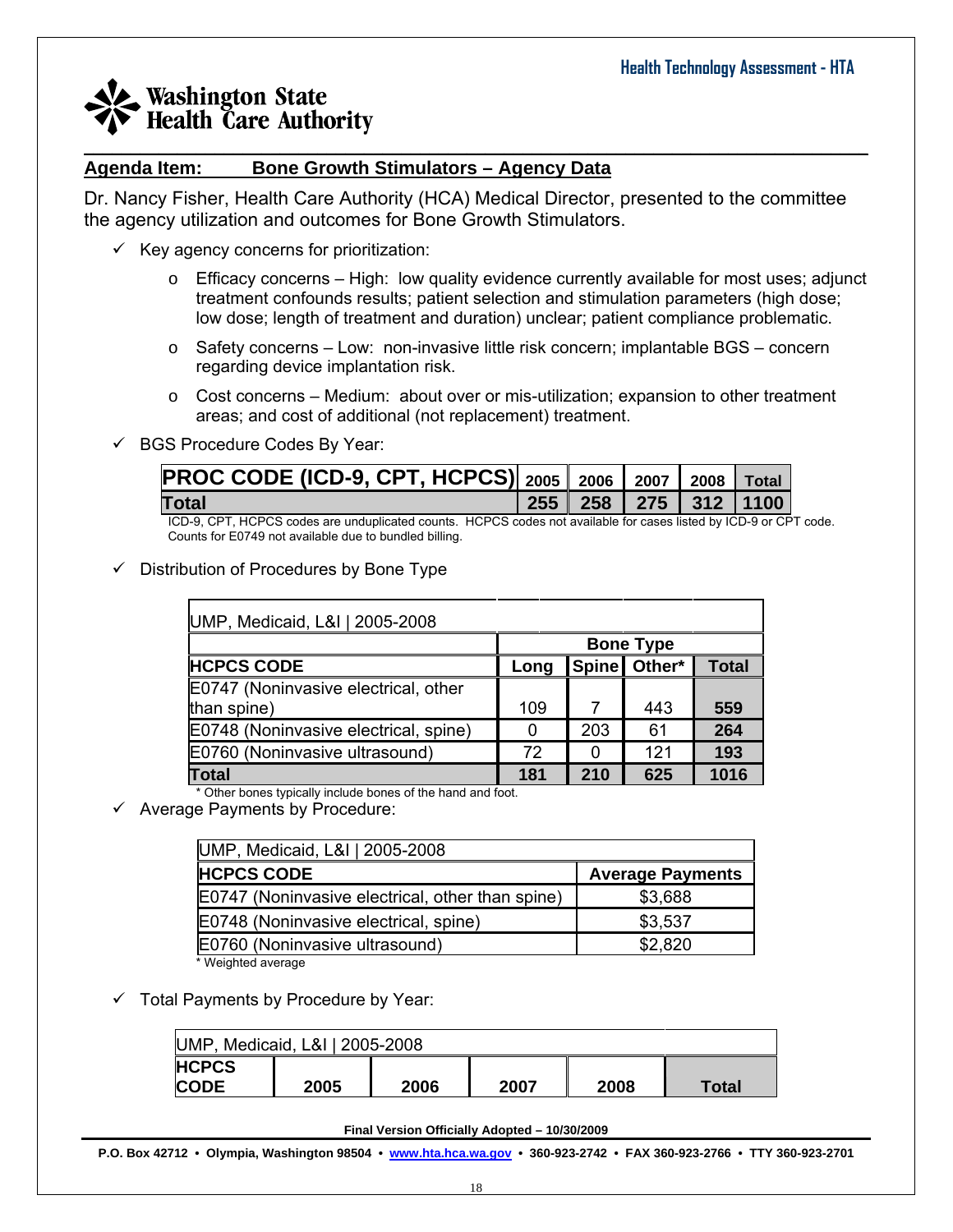## Agenda Item: Bone Growth Stimulators – Agency Data

Dr. Nancy Fisher, Health Care Authority (HCA) Medical Director, presented to the committee the agency utilization and outcomes for Bone Growth Stimulators.

- ✓ Key agency concerns for prioritization:
  - Efficacy concerns – High: low quality evidence currently available for most uses; adjunct treatment confounds results; patient selection and stimulation parameters (high dose; low dose; length of treatment and duration) unclear; patient compliance problematic.
  - Safety concerns – Low: non-invasive little risk concern; implantable BGS – concern regarding device implantation risk.
  - Cost concerns – Medium: about over or mis-utilization; expansion to other treatment areas; and cost of additional (not replacement) treatment.
- ✓ BGS Procedure Codes By Year:

| PROC CODE (ICD-9, CPT, HCPCS) | 2005 | 2006 | 2007 | 2008 | Total |
|---|---|---|---|---|---|
| Total | 255 | 258 | 275 | 312 | 1100 |

ICD-9, CPT, HCPCS codes are unduplicated counts. HCPCS codes not available for cases listed by ICD-9 or CPT code. Counts for E0749 not available due to bundled billing.

- ✓ Distribution of Procedures by Bone Type

| UMP, Medicaid, L&I \| 2005-2008 | | | | |
|---|---|---|---|---|
| | Bone Type | | | |
| HCPCS CODE | Long | Spine | Other* | Total |
| E0747 (Noninvasive electrical, other than spine) | 109 | 7 | 443 | 559 |
| E0748 (Noninvasive electrical, spine) | 0 | 203 | 61 | 264 |
| E0760 (Noninvasive ultrasound) | 72 | 0 | 121 | 193 |
| Total | 181 | 210 | 625 | 1016 |

\* Other bones typically include bones of the hand and foot.

- ✓ Average Payments by Procedure:

| UMP, Medicaid, L&I \| 2005-2008 | |
|---|---|
| HCPCS CODE | Average Payments |
| E0747 (Noninvasive electrical, other than spine) | $3,688 |
| E0748 (Noninvasive electrical, spine) | $3,537 |
| E0760 (Noninvasive ultrasound) | $2,820 |

\* Weighted average

- ✓ Total Payments by Procedure by Year:

| UMP, Medicaid, L&I \| 2005-2008 | | | | | |
|---|---|---|---|---|---|
| HCPCS CODE | 2005 | 2006 | 2007 | 2008 | Total |

Final Version Officially Adopted – 10/30/2009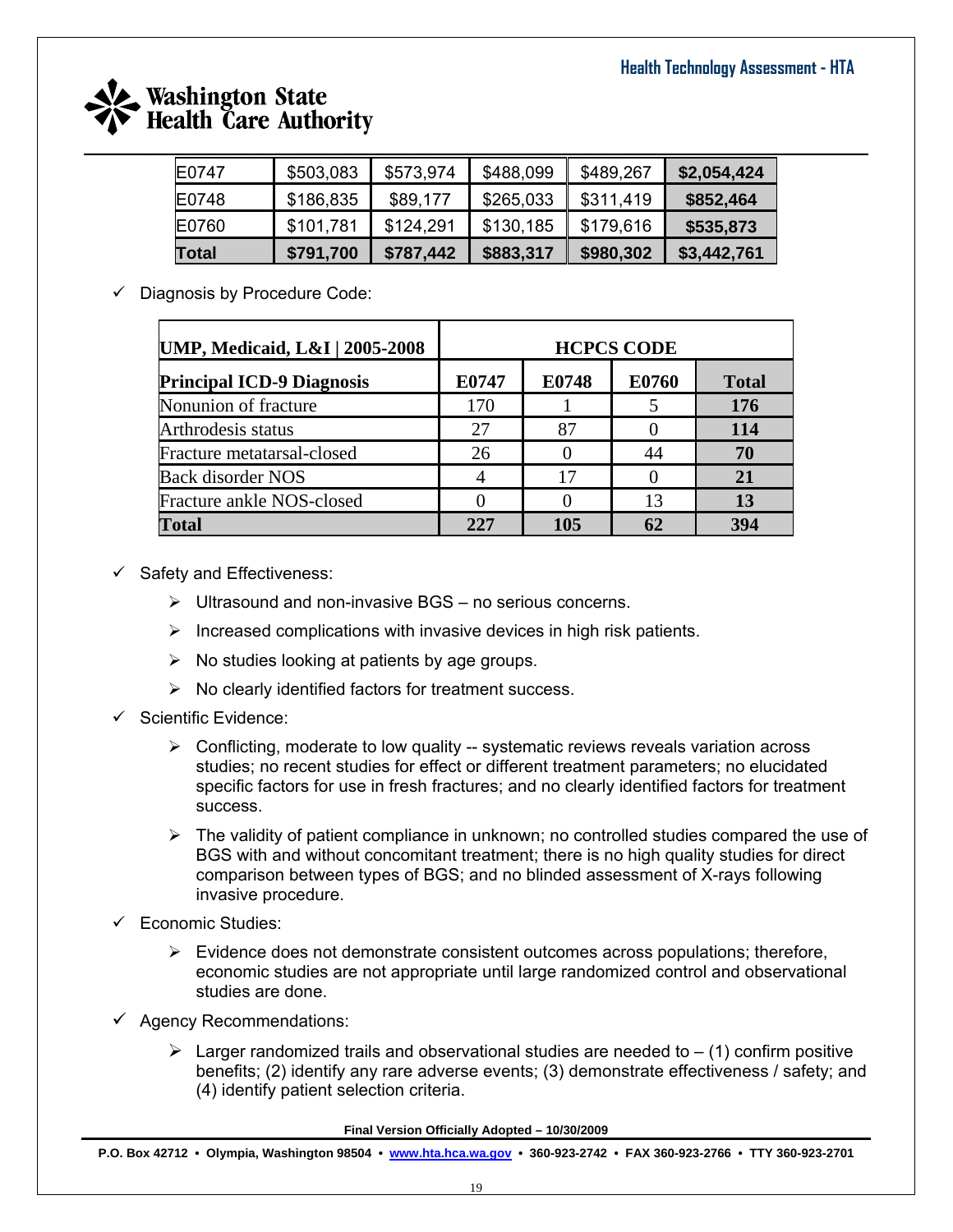| E0747 | $503,083 | $573,974 | $488,099 | $489,267 | **$2,054,424** |
|---|---|---|---|---|---|
| E0748 | $186,835 | $89,177 | $265,033 | $311,419 | **$852,464** |
| E0760 | $101,781 | $124,291 | $130,185 | $179,616 | **$535,873** |
| **Total** | **$791,700** | **$787,442** | **$883,317** | **$980,302** | **$3,442,761** |

- ✓ Diagnosis by Procedure Code:

| UMP, Medicaid, L&I \| 2005-2008 | HCPCS CODE | | | |
|---|---|---|---|---|
| **Principal ICD-9 Diagnosis** | **E0747** | **E0748** | **E0760** | **Total** |
| Nonunion of fracture | 170 | 1 | 5 | **176** |
| Arthrodesis status | 27 | 87 | 0 | **114** |
| Fracture metatarsal-closed | 26 | 0 | 44 | **70** |
| Back disorder NOS | 4 | 17 | 0 | **21** |
| Fracture ankle NOS-closed | 0 | 0 | 13 | **13** |
| **Total** | **227** | **105** | **62** | **394** |

- ✓ Safety and Effectiveness:
  - ➢ Ultrasound and non-invasive BGS – no serious concerns.
  - ➢ Increased complications with invasive devices in high risk patients.
  - ➢ No studies looking at patients by age groups.
  - ➢ No clearly identified factors for treatment success.
- ✓ Scientific Evidence:
  - ➢ Conflicting, moderate to low quality -- systematic reviews reveals variation across studies; no recent studies for effect or different treatment parameters; no elucidated specific factors for use in fresh fractures; and no clearly identified factors for treatment success.
  - ➢ The validity of patient compliance in unknown; no controlled studies compared the use of BGS with and without concomitant treatment; there is no high quality studies for direct comparison between types of BGS; and no blinded assessment of X-rays following invasive procedure.
- ✓ Economic Studies:
  - ➢ Evidence does not demonstrate consistent outcomes across populations; therefore, economic studies are not appropriate until large randomized control and observational studies are done.
- ✓ Agency Recommendations:
  - ➢ Larger randomized trails and observational studies are needed to – (1) confirm positive benefits; (2) identify any rare adverse events; (3) demonstrate effectiveness / safety; and (4) identify patient selection criteria.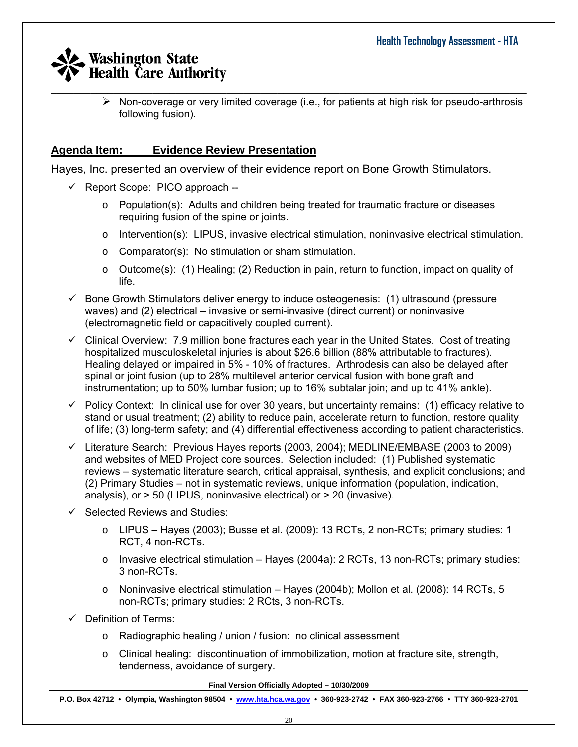- Non-coverage or very limited coverage (i.e., for patients at high risk for pseudo-arthrosis following fusion).

**Agenda Item: Evidence Review Presentation**

Hayes, Inc. presented an overview of their evidence report on Bone Growth Stimulators.

- ✓ Report Scope: PICO approach --
  - Population(s): Adults and children being treated for traumatic fracture or diseases requiring fusion of the spine or joints.
  - Intervention(s): LIPUS, invasive electrical stimulation, noninvasive electrical stimulation.
  - Comparator(s): No stimulation or sham stimulation.
  - Outcome(s): (1) Healing; (2) Reduction in pain, return to function, impact on quality of life.
- ✓ Bone Growth Stimulators deliver energy to induce osteogenesis: (1) ultrasound (pressure waves) and (2) electrical – invasive or semi-invasive (direct current) or noninvasive (electromagnetic field or capacitively coupled current).
- ✓ Clinical Overview: 7.9 million bone fractures each year in the United States. Cost of treating hospitalized musculoskeletal injuries is about $26.6 billion (88% attributable to fractures). Healing delayed or impaired in 5% - 10% of fractures. Arthrodesis can also be delayed after spinal or joint fusion (up to 28% multilevel anterior cervical fusion with bone graft and instrumentation; up to 50% lumbar fusion; up to 16% subtalar join; and up to 41% ankle).
- ✓ Policy Context: In clinical use for over 30 years, but uncertainty remains: (1) efficacy relative to stand or usual treatment; (2) ability to reduce pain, accelerate return to function, restore quality of life; (3) long-term safety; and (4) differential effectiveness according to patient characteristics.
- ✓ Literature Search: Previous Hayes reports (2003, 2004); MEDLINE/EMBASE (2003 to 2009) and websites of MED Project core sources. Selection included: (1) Published systematic reviews – systematic literature search, critical appraisal, synthesis, and explicit conclusions; and (2) Primary Studies – not in systematic reviews, unique information (population, indication, analysis), or > 50 (LIPUS, noninvasive electrical) or > 20 (invasive).
- ✓ Selected Reviews and Studies:
  - LIPUS – Hayes (2003); Busse et al. (2009): 13 RCTs, 2 non-RCTs; primary studies: 1 RCT, 4 non-RCTs.
  - Invasive electrical stimulation – Hayes (2004a): 2 RCTs, 13 non-RCTs; primary studies: 3 non-RCTs.
  - Noninvasive electrical stimulation – Hayes (2004b); Mollon et al. (2008): 14 RCTs, 5 non-RCTs; primary studies: 2 RCts, 3 non-RCTs.
- ✓ Definition of Terms:
  - Radiographic healing / union / fusion: no clinical assessment
  - Clinical healing: discontinuation of immobilization, motion at fracture site, strength, tenderness, avoidance of surgery.

Final Version Officially Adopted – 10/30/2009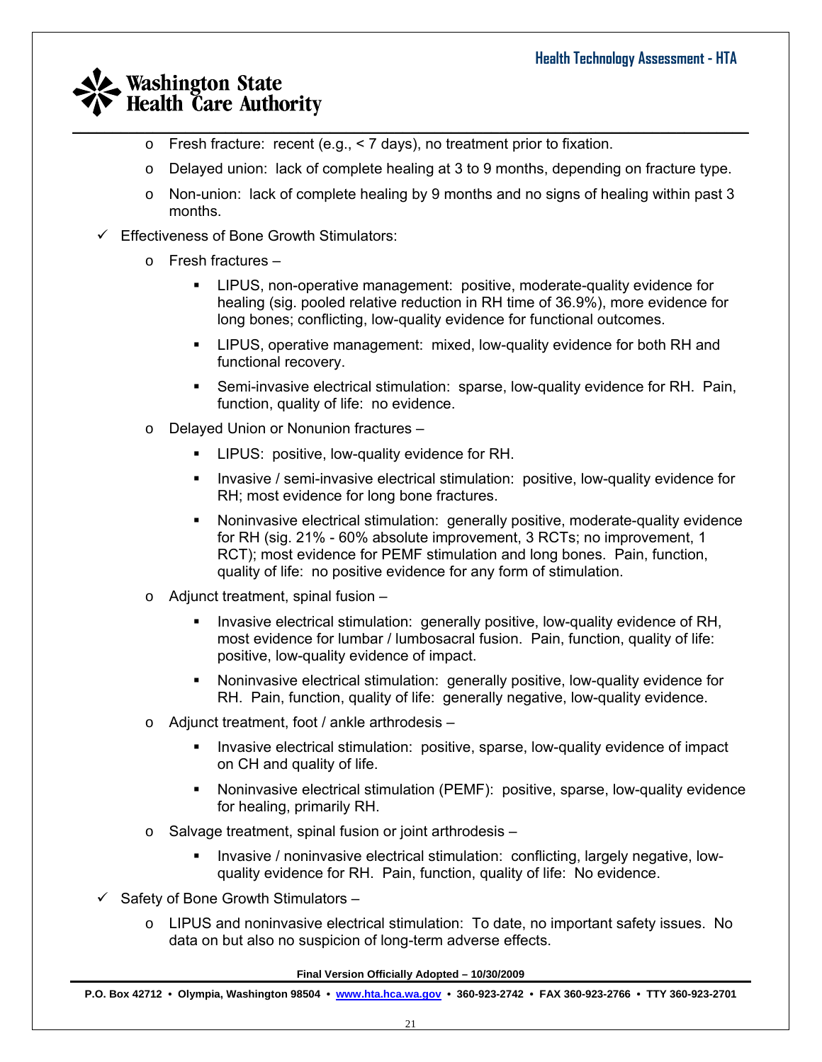- Fresh fracture: recent (e.g., < 7 days), no treatment prior to fixation.
- Delayed union: lack of complete healing at 3 to 9 months, depending on fracture type.
- Non-union: lack of complete healing by 9 months and no signs of healing within past 3 months.

- ✓ Effectiveness of Bone Growth Stimulators:
  - Fresh fractures –
    - LIPUS, non-operative management: positive, moderate-quality evidence for healing (sig. pooled relative reduction in RH time of 36.9%), more evidence for long bones; conflicting, low-quality evidence for functional outcomes.
    - LIPUS, operative management: mixed, low-quality evidence for both RH and functional recovery.
    - Semi-invasive electrical stimulation: sparse, low-quality evidence for RH. Pain, function, quality of life: no evidence.
  - Delayed Union or Nonunion fractures –
    - LIPUS: positive, low-quality evidence for RH.
    - Invasive / semi-invasive electrical stimulation: positive, low-quality evidence for RH; most evidence for long bone fractures.
    - Noninvasive electrical stimulation: generally positive, moderate-quality evidence for RH (sig. 21% - 60% absolute improvement, 3 RCTs; no improvement, 1 RCT); most evidence for PEMF stimulation and long bones. Pain, function, quality of life: no positive evidence for any form of stimulation.
  - Adjunct treatment, spinal fusion –
    - Invasive electrical stimulation: generally positive, low-quality evidence of RH, most evidence for lumbar / lumbosacral fusion. Pain, function, quality of life: positive, low-quality evidence of impact.
    - Noninvasive electrical stimulation: generally positive, low-quality evidence for RH. Pain, function, quality of life: generally negative, low-quality evidence.
  - Adjunct treatment, foot / ankle arthrodesis –
    - Invasive electrical stimulation: positive, sparse, low-quality evidence of impact on CH and quality of life.
    - Noninvasive electrical stimulation (PEMF): positive, sparse, low-quality evidence for healing, primarily RH.
  - Salvage treatment, spinal fusion or joint arthrodesis –
    - Invasive / noninvasive electrical stimulation: conflicting, largely negative, low-quality evidence for RH. Pain, function, quality of life: No evidence.
- ✓ Safety of Bone Growth Stimulators –
  - LIPUS and noninvasive electrical stimulation: To date, no important safety issues. No data on but also no suspicion of long-term adverse effects.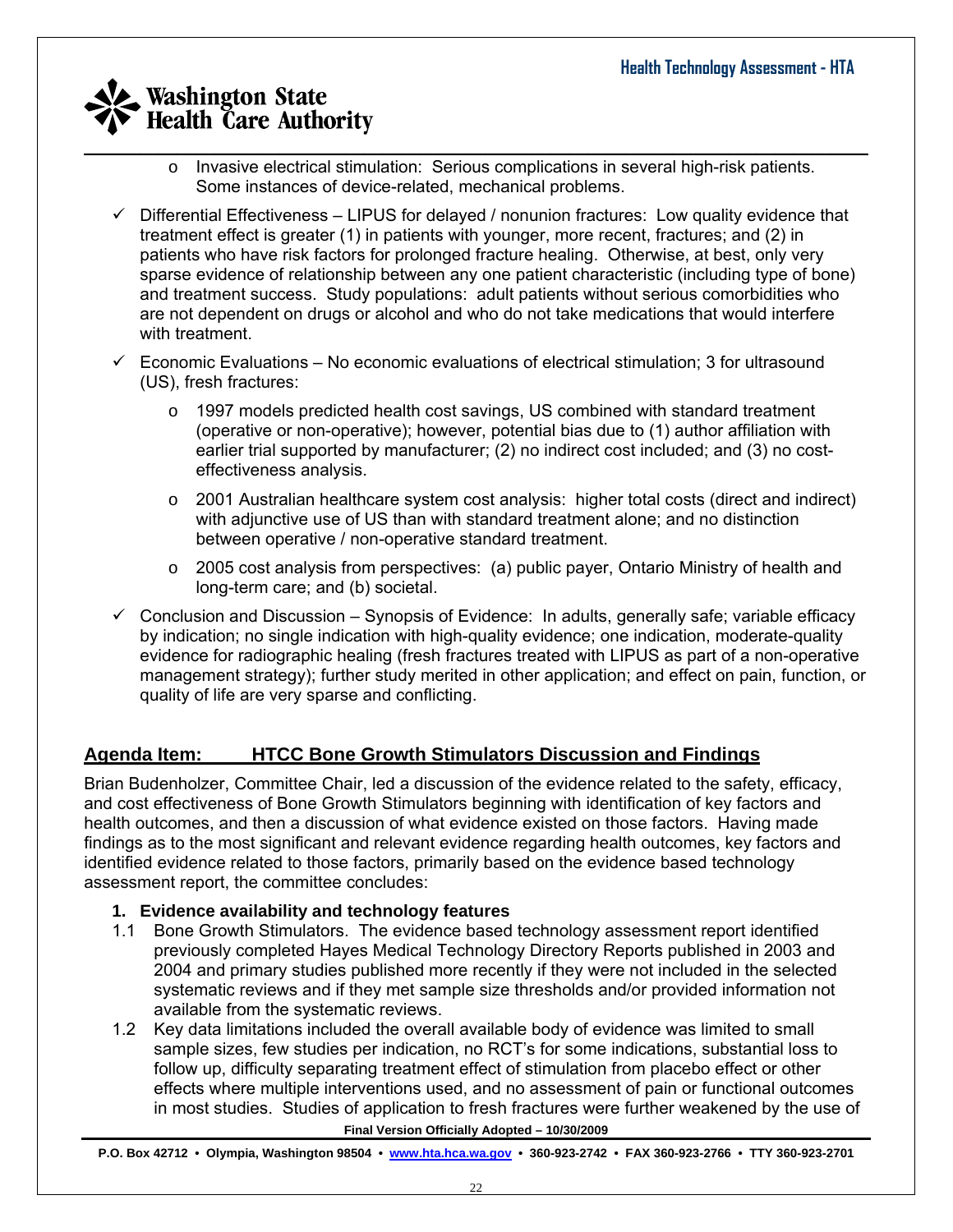- Invasive electrical stimulation: Serious complications in several high-risk patients. Some instances of device-related, mechanical problems.

- ✓ Differential Effectiveness – LIPUS for delayed / nonunion fractures: Low quality evidence that treatment effect is greater (1) in patients with younger, more recent, fractures; and (2) in patients who have risk factors for prolonged fracture healing. Otherwise, at best, only very sparse evidence of relationship between any one patient characteristic (including type of bone) and treatment success. Study populations: adult patients without serious comorbidities who are not dependent on drugs or alcohol and who do not take medications that would interfere with treatment.

- ✓ Economic Evaluations – No economic evaluations of electrical stimulation; 3 for ultrasound (US), fresh fractures:
  - 1997 models predicted health cost savings, US combined with standard treatment (operative or non-operative); however, potential bias due to (1) author affiliation with earlier trial supported by manufacturer; (2) no indirect cost included; and (3) no cost-effectiveness analysis.
  - 2001 Australian healthcare system cost analysis: higher total costs (direct and indirect) with adjunctive use of US than with standard treatment alone; and no distinction between operative / non-operative standard treatment.
  - 2005 cost analysis from perspectives: (a) public payer, Ontario Ministry of health and long-term care; and (b) societal.

- ✓ Conclusion and Discussion – Synopsis of Evidence: In adults, generally safe; variable efficacy by indication; no single indication with high-quality evidence; one indication, moderate-quality evidence for radiographic healing (fresh fractures treated with LIPUS as part of a non-operative management strategy); further study merited in other application; and effect on pain, function, or quality of life are very sparse and conflicting.

## Agenda Item: HTCC Bone Growth Stimulators Discussion and Findings

Brian Budenholzer, Committee Chair, led a discussion of the evidence related to the safety, efficacy, and cost effectiveness of Bone Growth Stimulators beginning with identification of key factors and health outcomes, and then a discussion of what evidence existed on those factors. Having made findings as to the most significant and relevant evidence regarding health outcomes, key factors and identified evidence related to those factors, primarily based on the evidence based technology assessment report, the committee concludes:

**1. Evidence availability and technology features**

1.1 Bone Growth Stimulators. The evidence based technology assessment report identified previously completed Hayes Medical Technology Directory Reports published in 2003 and 2004 and primary studies published more recently if they were not included in the selected systematic reviews and if they met sample size thresholds and/or provided information not available from the systematic reviews.

1.2 Key data limitations included the overall available body of evidence was limited to small sample sizes, few studies per indication, no RCT's for some indications, substantial loss to follow up, difficulty separating treatment effect of stimulation from placebo effect or other effects where multiple interventions used, and no assessment of pain or functional outcomes in most studies. Studies of application to fresh fractures were further weakened by the use of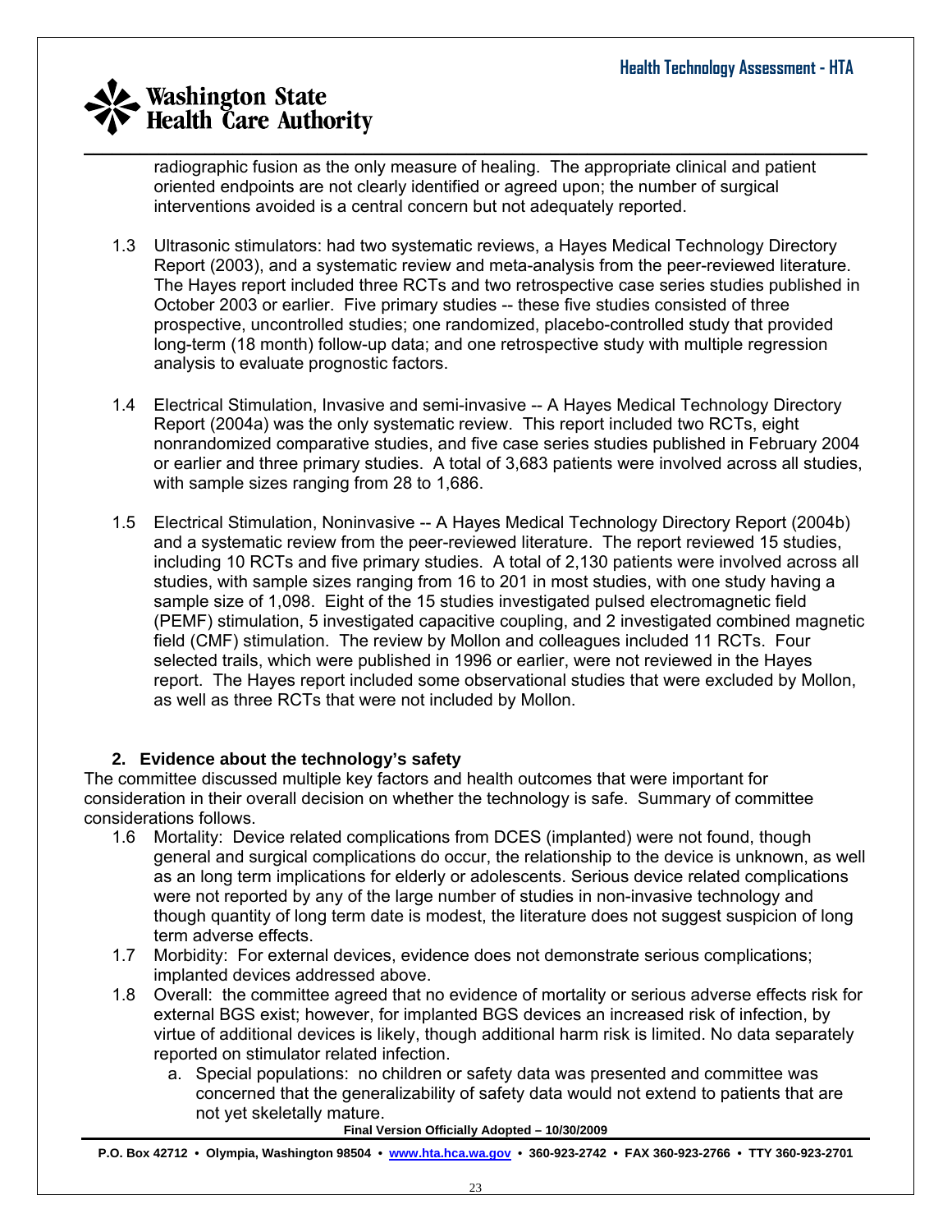radiographic fusion as the only measure of healing. The appropriate clinical and patient oriented endpoints are not clearly identified or agreed upon; the number of surgical interventions avoided is a central concern but not adequately reported.

1.3 Ultrasonic stimulators: had two systematic reviews, a Hayes Medical Technology Directory Report (2003), and a systematic review and meta-analysis from the peer-reviewed literature. The Hayes report included three RCTs and two retrospective case series studies published in October 2003 or earlier. Five primary studies -- these five studies consisted of three prospective, uncontrolled studies; one randomized, placebo-controlled study that provided long-term (18 month) follow-up data; and one retrospective study with multiple regression analysis to evaluate prognostic factors.

1.4 Electrical Stimulation, Invasive and semi-invasive -- A Hayes Medical Technology Directory Report (2004a) was the only systematic review. This report included two RCTs, eight nonrandomized comparative studies, and five case series studies published in February 2004 or earlier and three primary studies. A total of 3,683 patients were involved across all studies, with sample sizes ranging from 28 to 1,686.

1.5 Electrical Stimulation, Noninvasive -- A Hayes Medical Technology Directory Report (2004b) and a systematic review from the peer-reviewed literature. The report reviewed 15 studies, including 10 RCTs and five primary studies. A total of 2,130 patients were involved across all studies, with sample sizes ranging from 16 to 201 in most studies, with one study having a sample size of 1,098. Eight of the 15 studies investigated pulsed electromagnetic field (PEMF) stimulation, 5 investigated capacitive coupling, and 2 investigated combined magnetic field (CMF) stimulation. The review by Mollon and colleagues included 11 RCTs. Four selected trails, which were published in 1996 or earlier, were not reviewed in the Hayes report. The Hayes report included some observational studies that were excluded by Mollon, as well as three RCTs that were not included by Mollon.

### 2. Evidence about the technology's safety

The committee discussed multiple key factors and health outcomes that were important for consideration in their overall decision on whether the technology is safe. Summary of committee considerations follows.

1.6 Mortality: Device related complications from DCES (implanted) were not found, though general and surgical complications do occur, the relationship to the device is unknown, as well as an long term implications for elderly or adolescents. Serious device related complications were not reported by any of the large number of studies in non-invasive technology and though quantity of long term date is modest, the literature does not suggest suspicion of long term adverse effects.

1.7 Morbidity: For external devices, evidence does not demonstrate serious complications; implanted devices addressed above.

1.8 Overall: the committee agreed that no evidence of mortality or serious adverse effects risk for external BGS exist; however, for implanted BGS devices an increased risk of infection, by virtue of additional devices is likely, though additional harm risk is limited. No data separately reported on stimulator related infection.

   a. Special populations: no children or safety data was presented and committee was concerned that the generalizability of safety data would not extend to patients that are not yet skeletally mature.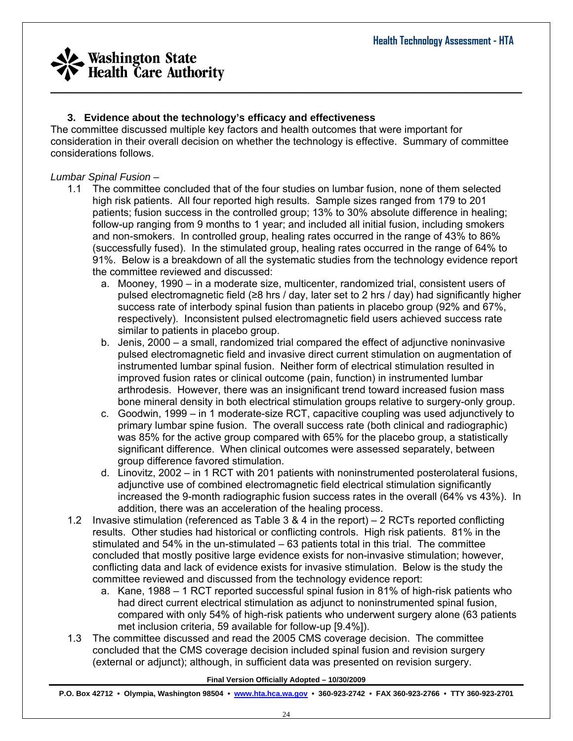### 3. Evidence about the technology's efficacy and effectiveness

The committee discussed multiple key factors and health outcomes that were important for consideration in their overall decision on whether the technology is effective. Summary of committee considerations follows.

*Lumbar Spinal Fusion –*

1.1 The committee concluded that of the four studies on lumbar fusion, none of them selected high risk patients. All four reported high results. Sample sizes ranged from 179 to 201 patients; fusion success in the controlled group; 13% to 30% absolute difference in healing; follow-up ranging from 9 months to 1 year; and included all initial fusion, including smokers and non-smokers. In controlled group, healing rates occurred in the range of 43% to 86% (successfully fused). In the stimulated group, healing rates occurred in the range of 64% to 91%. Below is a breakdown of all the systematic studies from the technology evidence report the committee reviewed and discussed:

   a. Mooney, 1990 – in a moderate size, multicenter, randomized trial, consistent users of pulsed electromagnetic field (≥8 hrs / day, later set to 2 hrs / day) had significantly higher success rate of interbody spinal fusion than patients in placebo group (92% and 67%, respectively). Inconsistent pulsed electromagnetic field users achieved success rate similar to patients in placebo group.
   b. Jenis, 2000 – a small, randomized trial compared the effect of adjunctive noninvasive pulsed electromagnetic field and invasive direct current stimulation on augmentation of instrumented lumbar spinal fusion. Neither form of electrical stimulation resulted in improved fusion rates or clinical outcome (pain, function) in instrumented lumbar arthrodesis. However, there was an insignificant trend toward increased fusion mass bone mineral density in both electrical stimulation groups relative to surgery-only group.
   c. Goodwin, 1999 – in 1 moderate-size RCT, capacitive coupling was used adjunctively to primary lumbar spine fusion. The overall success rate (both clinical and radiographic) was 85% for the active group compared with 65% for the placebo group, a statistically significant difference. When clinical outcomes were assessed separately, between group difference favored stimulation.
   d. Linovitz, 2002 – in 1 RCT with 201 patients with noninstrumented posterolateral fusions, adjunctive use of combined electromagnetic field electrical stimulation significantly increased the 9-month radiographic fusion success rates in the overall (64% vs 43%). In addition, there was an acceleration of the healing process.

1.2 Invasive stimulation (referenced as Table 3 & 4 in the report) – 2 RCTs reported conflicting results. Other studies had historical or conflicting controls. High risk patients. 81% in the stimulated and 54% in the un-stimulated – 63 patients total in this trial. The committee concluded that mostly positive large evidence exists for non-invasive stimulation; however, conflicting data and lack of evidence exists for invasive stimulation. Below is the study the committee reviewed and discussed from the technology evidence report:

   a. Kane, 1988 – 1 RCT reported successful spinal fusion in 81% of high-risk patients who had direct current electrical stimulation as adjunct to noninstrumented spinal fusion, compared with only 54% of high-risk patients who underwent surgery alone (63 patients met inclusion criteria, 59 available for follow-up [9.4%]).

1.3 The committee discussed and read the 2005 CMS coverage decision. The committee concluded that the CMS coverage decision included spinal fusion and revision surgery (external or adjunct); although, in sufficient data was presented on revision surgery.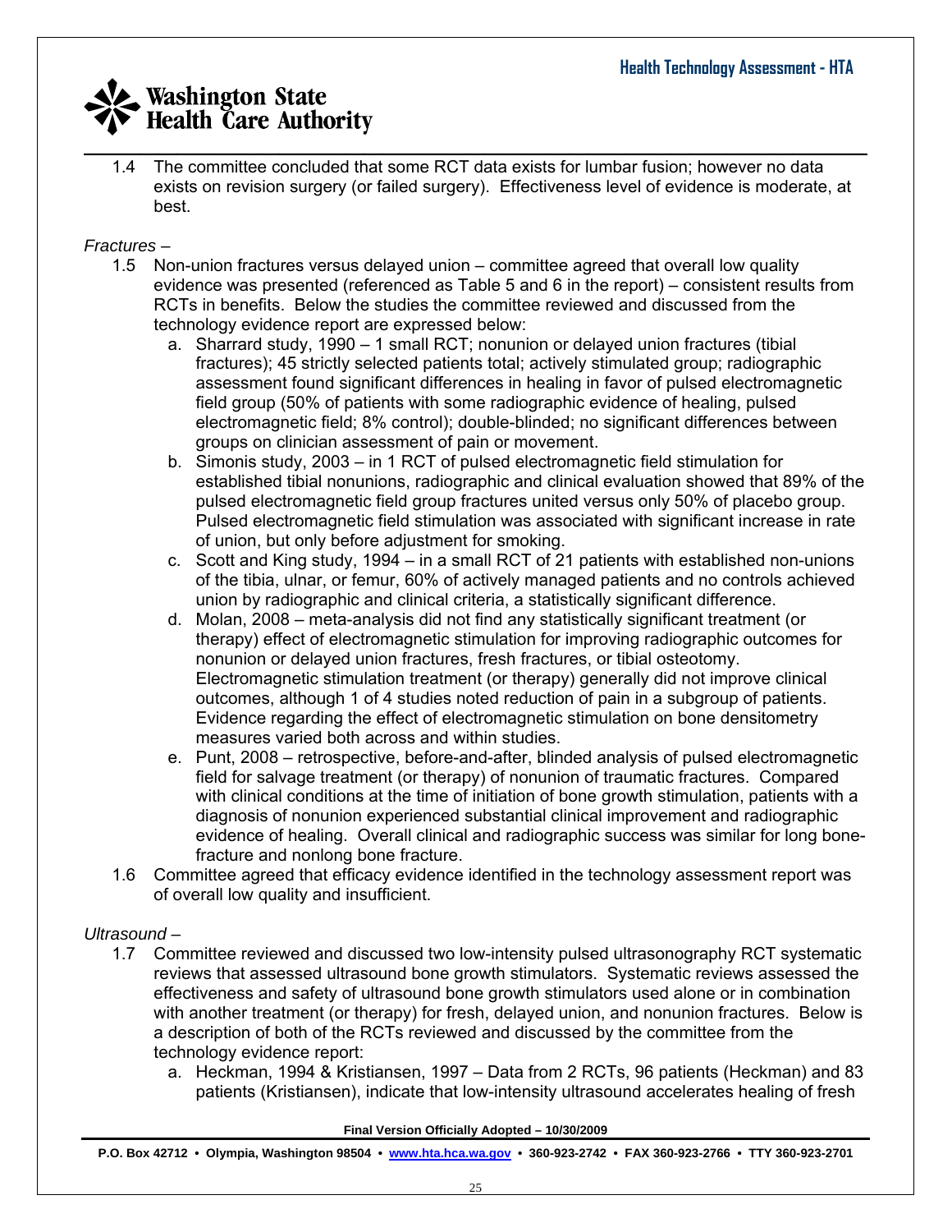1.4 The committee concluded that some RCT data exists for lumbar fusion; however no data exists on revision surgery (or failed surgery). Effectiveness level of evidence is moderate, at best.

*Fractures –*

1.5 Non-union fractures versus delayed union – committee agreed that overall low quality evidence was presented (referenced as Table 5 and 6 in the report) – consistent results from RCTs in benefits. Below the studies the committee reviewed and discussed from the technology evidence report are expressed below:

   a. Sharrard study, 1990 – 1 small RCT; nonunion or delayed union fractures (tibial fractures); 45 strictly selected patients total; actively stimulated group; radiographic assessment found significant differences in healing in favor of pulsed electromagnetic field group (50% of patients with some radiographic evidence of healing, pulsed electromagnetic field; 8% control); double-blinded; no significant differences between groups on clinician assessment of pain or movement.
   b. Simonis study, 2003 – in 1 RCT of pulsed electromagnetic field stimulation for established tibial nonunions, radiographic and clinical evaluation showed that 89% of the pulsed electromagnetic field group fractures united versus only 50% of placebo group. Pulsed electromagnetic field stimulation was associated with significant increase in rate of union, but only before adjustment for smoking.
   c. Scott and King study, 1994 – in a small RCT of 21 patients with established non-unions of the tibia, ulnar, or femur, 60% of actively managed patients and no controls achieved union by radiographic and clinical criteria, a statistically significant difference.
   d. Molan, 2008 – meta-analysis did not find any statistically significant treatment (or therapy) effect of electromagnetic stimulation for improving radiographic outcomes for nonunion or delayed union fractures, fresh fractures, or tibial osteotomy. Electromagnetic stimulation treatment (or therapy) generally did not improve clinical outcomes, although 1 of 4 studies noted reduction of pain in a subgroup of patients. Evidence regarding the effect of electromagnetic stimulation on bone densitometry measures varied both across and within studies.
   e. Punt, 2008 – retrospective, before-and-after, blinded analysis of pulsed electromagnetic field for salvage treatment (or therapy) of nonunion of traumatic fractures. Compared with clinical conditions at the time of initiation of bone growth stimulation, patients with a diagnosis of nonunion experienced substantial clinical improvement and radiographic evidence of healing. Overall clinical and radiographic success was similar for long bone-fracture and nonlong bone fracture.

1.6 Committee agreed that efficacy evidence identified in the technology assessment report was of overall low quality and insufficient.

*Ultrasound –*

1.7 Committee reviewed and discussed two low-intensity pulsed ultrasonography RCT systematic reviews that assessed ultrasound bone growth stimulators. Systematic reviews assessed the effectiveness and safety of ultrasound bone growth stimulators used alone or in combination with another treatment (or therapy) for fresh, delayed union, and nonunion fractures. Below is a description of both of the RCTs reviewed and discussed by the committee from the technology evidence report:

   a. Heckman, 1994 & Kristiansen, 1997 – Data from 2 RCTs, 96 patients (Heckman) and 83 patients (Kristiansen), indicate that low-intensity ultrasound accelerates healing of fresh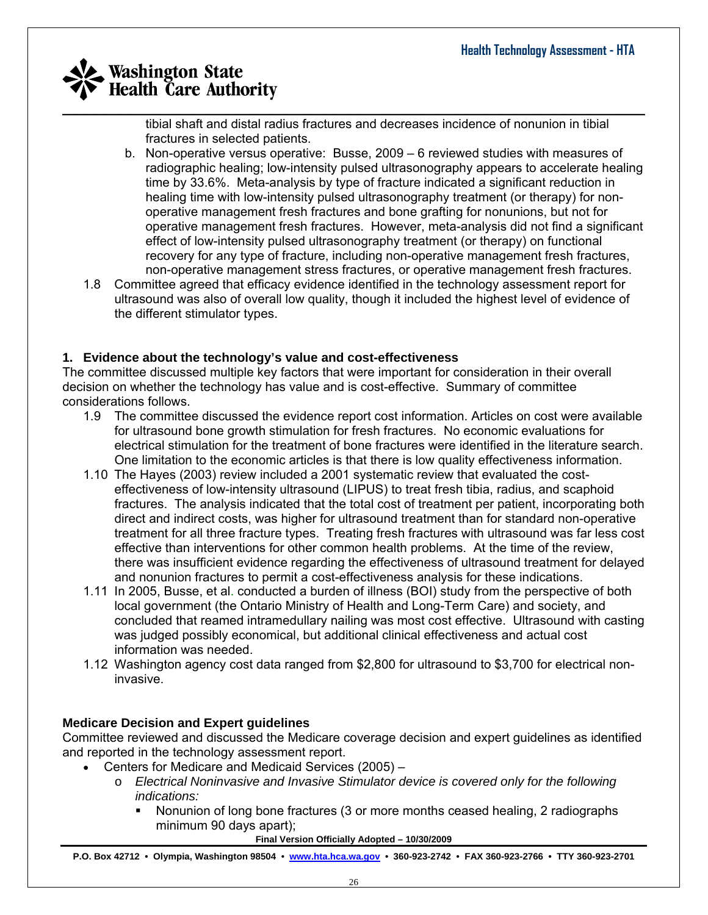tibial shaft and distal radius fractures and decreases incidence of nonunion in tibial fractures in selected patients.

   b. Non-operative versus operative: Busse, 2009 – 6 reviewed studies with measures of radiographic healing; low-intensity pulsed ultrasonography appears to accelerate healing time by 33.6%. Meta-analysis by type of fracture indicated a significant reduction in healing time with low-intensity pulsed ultrasonography treatment (or therapy) for non-operative management fresh fractures and bone grafting for nonunions, but not for operative management fresh fractures. However, meta-analysis did not find a significant effect of low-intensity pulsed ultrasonography treatment (or therapy) on functional recovery for any type of fracture, including non-operative management fresh fractures, non-operative management stress fractures, or operative management fresh fractures.

1.8 Committee agreed that efficacy evidence identified in the technology assessment report for ultrasound was also of overall low quality, though it included the highest level of evidence of the different stimulator types.

### 1. Evidence about the technology's value and cost-effectiveness

The committee discussed multiple key factors that were important for consideration in their overall decision on whether the technology has value and is cost-effective. Summary of committee considerations follows.

1.9 The committee discussed the evidence report cost information. Articles on cost were available for ultrasound bone growth stimulation for fresh fractures. No economic evaluations for electrical stimulation for the treatment of bone fractures were identified in the literature search. One limitation to the economic articles is that there is low quality effectiveness information.

1.10 The Hayes (2003) review included a 2001 systematic review that evaluated the cost-effectiveness of low-intensity ultrasound (LIPUS) to treat fresh tibia, radius, and scaphoid fractures. The analysis indicated that the total cost of treatment per patient, incorporating both direct and indirect costs, was higher for ultrasound treatment than for standard non-operative treatment for all three fracture types. Treating fresh fractures with ultrasound was far less cost effective than interventions for other common health problems. At the time of the review, there was insufficient evidence regarding the effectiveness of ultrasound treatment for delayed and nonunion fractures to permit a cost-effectiveness analysis for these indications.

1.11 In 2005, Busse, et al. conducted a burden of illness (BOI) study from the perspective of both local government (the Ontario Ministry of Health and Long-Term Care) and society, and concluded that reamed intramedullary nailing was most cost effective. Ultrasound with casting was judged possibly economical, but additional clinical effectiveness and actual cost information was needed.

1.12 Washington agency cost data ranged from $2,800 for ultrasound to $3,700 for electrical non-invasive.

### Medicare Decision and Expert guidelines

Committee reviewed and discussed the Medicare coverage decision and expert guidelines as identified and reported in the technology assessment report.

- Centers for Medicare and Medicaid Services (2005) –
  - *Electrical Noninvasive and Invasive Stimulator device is covered only for the following indications:*
    - Nonunion of long bone fractures (3 or more months ceased healing, 2 radiographs minimum 90 days apart);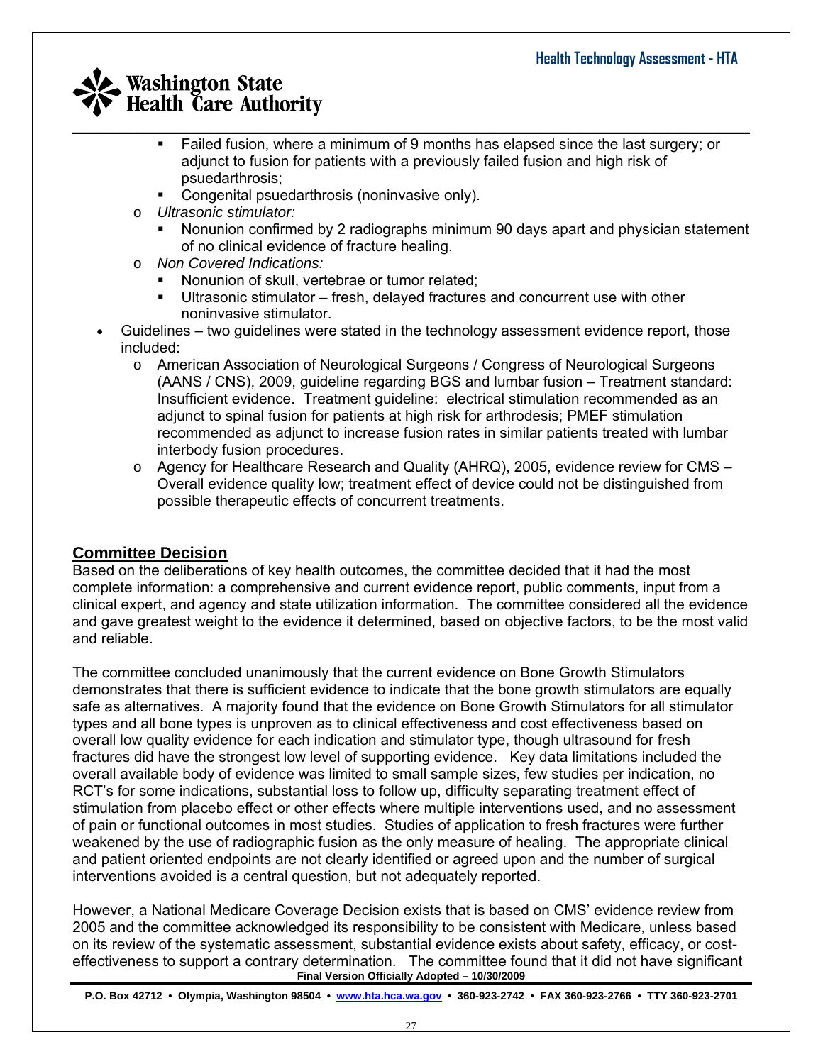- Failed fusion, where a minimum of 9 months has elapsed since the last surgery; or adjunct to fusion for patients with a previously failed fusion and high risk of psuedarthrosis;
    - Congenital psuedarthrosis (noninvasive only).
  - *Ultrasonic stimulator:*
    - Nonunion confirmed by 2 radiographs minimum 90 days apart and physician statement of no clinical evidence of fracture healing.
  - *Non Covered Indications:*
    - Nonunion of skull, vertebrae or tumor related;
    - Ultrasonic stimulator – fresh, delayed fractures and concurrent use with other noninvasive stimulator.
- Guidelines – two guidelines were stated in the technology assessment evidence report, those included:
  - American Association of Neurological Surgeons / Congress of Neurological Surgeons (AANS / CNS), 2009, guideline regarding BGS and lumbar fusion – Treatment standard: Insufficient evidence. Treatment guideline: electrical stimulation recommended as an adjunct to spinal fusion for patients at high risk for arthrodesis; PMEF stimulation recommended as adjunct to increase fusion rates in similar patients treated with lumbar interbody fusion procedures.
  - Agency for Healthcare Research and Quality (AHRQ), 2005, evidence review for CMS – Overall evidence quality low; treatment effect of device could not be distinguished from possible therapeutic effects of concurrent treatments.

## Committee Decision

Based on the deliberations of key health outcomes, the committee decided that it had the most complete information: a comprehensive and current evidence report, public comments, input from a clinical expert, and agency and state utilization information. The committee considered all the evidence and gave greatest weight to the evidence it determined, based on objective factors, to be the most valid and reliable.

The committee concluded unanimously that the current evidence on Bone Growth Stimulators demonstrates that there is sufficient evidence to indicate that the bone growth stimulators are equally safe as alternatives. A majority found that the evidence on Bone Growth Stimulators for all stimulator types and all bone types is unproven as to clinical effectiveness and cost effectiveness based on overall low quality evidence for each indication and stimulator type, though ultrasound for fresh fractures did have the strongest low level of supporting evidence. Key data limitations included the overall available body of evidence was limited to small sample sizes, few studies per indication, no RCT's for some indications, substantial loss to follow up, difficulty separating treatment effect of stimulation from placebo effect or other effects where multiple interventions used, and no assessment of pain or functional outcomes in most studies. Studies of application to fresh fractures were further weakened by the use of radiographic fusion as the only measure of healing. The appropriate clinical and patient oriented endpoints are not clearly identified or agreed upon and the number of surgical interventions avoided is a central question, but not adequately reported.

However, a National Medicare Coverage Decision exists that is based on CMS' evidence review from 2005 and the committee acknowledged its responsibility to be consistent with Medicare, unless based on its review of the systematic assessment, substantial evidence exists about safety, efficacy, or cost-effectiveness to support a contrary determination. The committee found that it did not have significant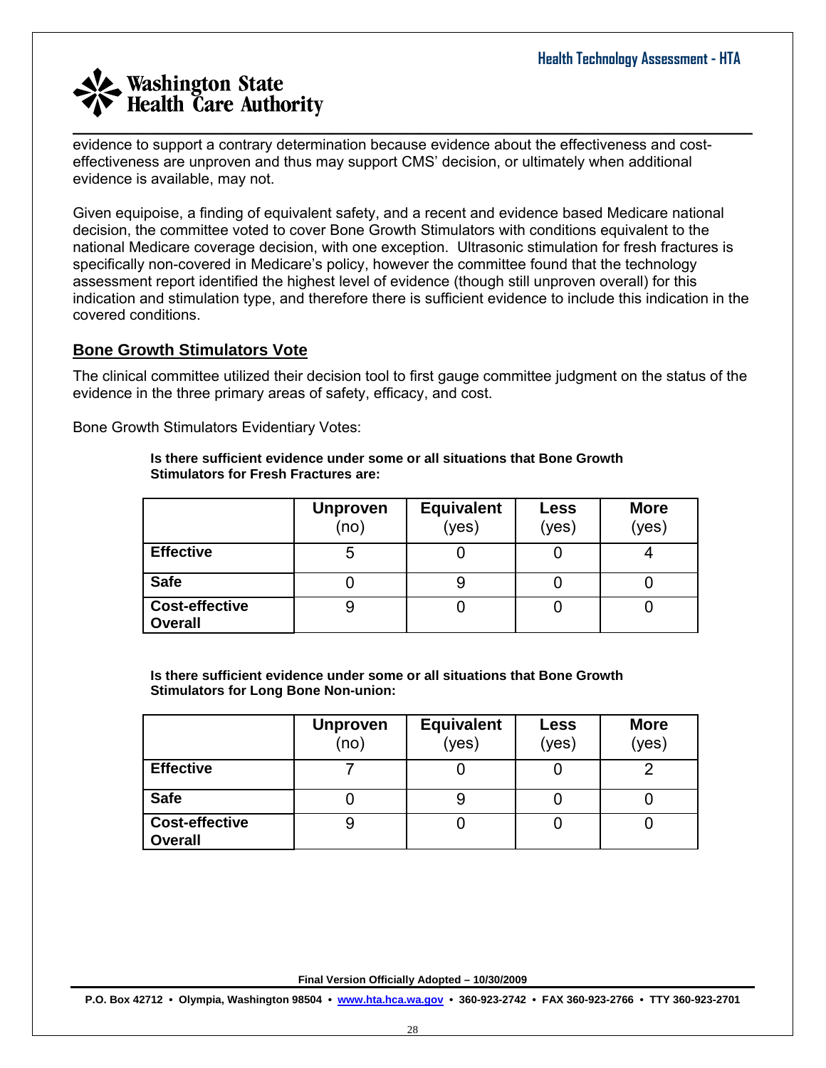evidence to support a contrary determination because evidence about the effectiveness and cost-effectiveness are unproven and thus may support CMS' decision, or ultimately when additional evidence is available, may not.

Given equipoise, a finding of equivalent safety, and a recent and evidence based Medicare national decision, the committee voted to cover Bone Growth Stimulators with conditions equivalent to the national Medicare coverage decision, with one exception. Ultrasonic stimulation for fresh fractures is specifically non-covered in Medicare's policy, however the committee found that the technology assessment report identified the highest level of evidence (though still unproven overall) for this indication and stimulation type, and therefore there is sufficient evidence to include this indication in the covered conditions.

## Bone Growth Stimulators Vote

The clinical committee utilized their decision tool to first gauge committee judgment on the status of the evidence in the three primary areas of safety, efficacy, and cost.

Bone Growth Stimulators Evidentiary Votes:

**Is there sufficient evidence under some or all situations that Bone Growth Stimulators for Fresh Fractures are:**

| | **Unproven** (no) | **Equivalent** (yes) | **Less** (yes) | **More** (yes) |
|---|---|---|---|---|
| **Effective** | 5 | 0 | 0 | 4 |
| **Safe** | 0 | 9 | 0 | 0 |
| **Cost-effective Overall** | 9 | 0 | 0 | 0 |

**Is there sufficient evidence under some or all situations that Bone Growth Stimulators for Long Bone Non-union:**

| | **Unproven** (no) | **Equivalent** (yes) | **Less** (yes) | **More** (yes) |
|---|---|---|---|---|
| **Effective** | 7 | 0 | 0 | 2 |
| **Safe** | 0 | 9 | 0 | 0 |
| **Cost-effective Overall** | 9 | 0 | 0 | 0 |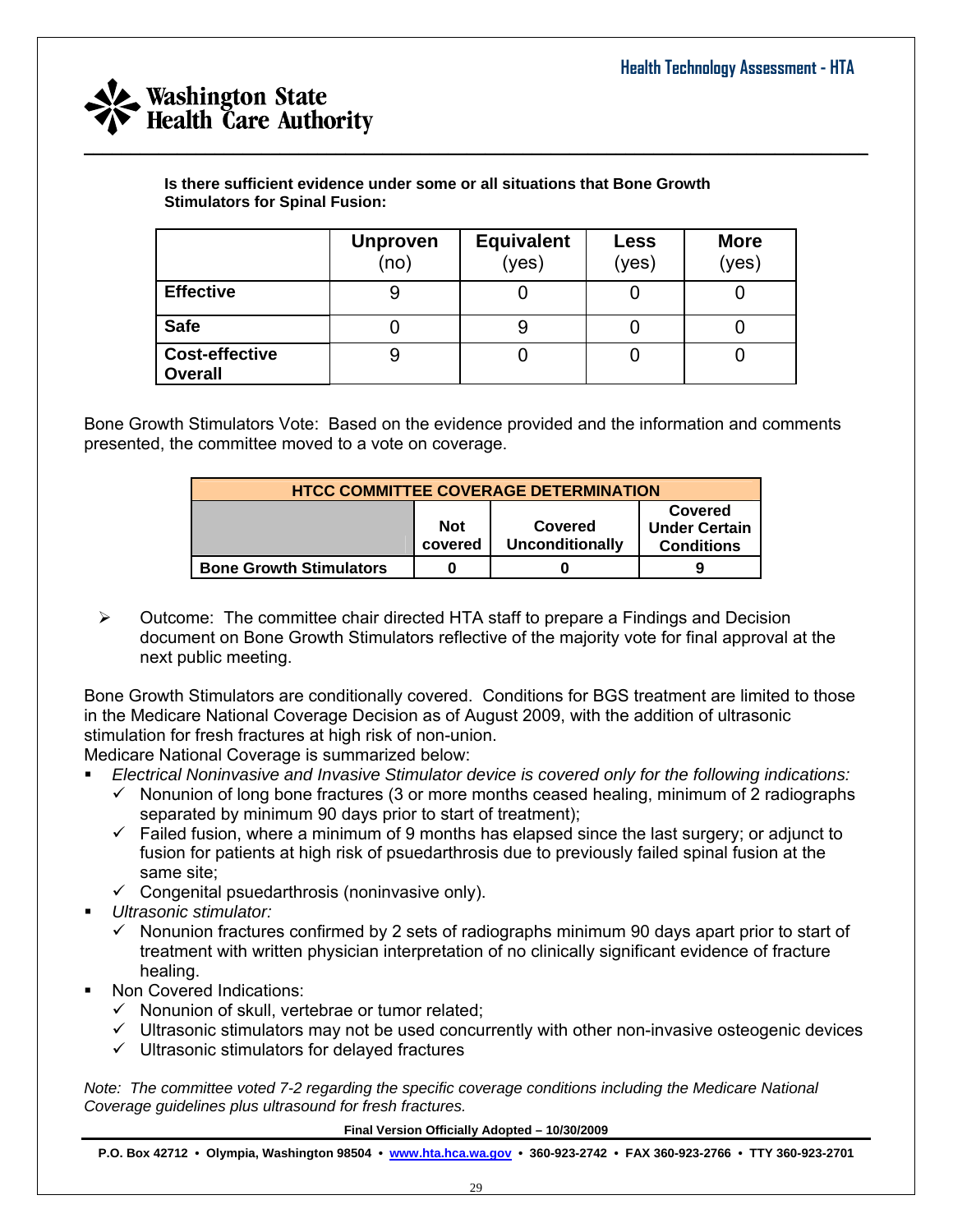**Is there sufficient evidence under some or all situations that Bone Growth Stimulators for Spinal Fusion:**

| | Unproven (no) | Equivalent (yes) | Less (yes) | More (yes) |
|---|---|---|---|---|
| **Effective** | 9 | 0 | 0 | 0 |
| **Safe** | 0 | 9 | 0 | 0 |
| **Cost-effective Overall** | 9 | 0 | 0 | 0 |

Bone Growth Stimulators Vote: Based on the evidence provided and the information and comments presented, the committee moved to a vote on coverage.

| HTCC COMMITTEE COVERAGE DETERMINATION | | | |
|---|---|---|---|
| | **Not covered** | **Covered Unconditionally** | **Covered Under Certain Conditions** |
| **Bone Growth Stimulators** | **0** | **0** | **9** |

- Outcome: The committee chair directed HTA staff to prepare a Findings and Decision document on Bone Growth Stimulators reflective of the majority vote for final approval at the next public meeting.

Bone Growth Stimulators are conditionally covered. Conditions for BGS treatment are limited to those in the Medicare National Coverage Decision as of August 2009, with the addition of ultrasonic stimulation for fresh fractures at high risk of non-union.

Medicare National Coverage is summarized below:

- *Electrical Noninvasive and Invasive Stimulator device is covered only for the following indications:*
  - ✓ Nonunion of long bone fractures (3 or more months ceased healing, minimum of 2 radiographs separated by minimum 90 days prior to start of treatment);
  - ✓ Failed fusion, where a minimum of 9 months has elapsed since the last surgery; or adjunct to fusion for patients at high risk of psuedarthrosis due to previously failed spinal fusion at the same site;
  - ✓ Congenital psuedarthrosis (noninvasive only).
- *Ultrasonic stimulator:*
  - ✓ Nonunion fractures confirmed by 2 sets of radiographs minimum 90 days apart prior to start of treatment with written physician interpretation of no clinically significant evidence of fracture healing.
- Non Covered Indications:
  - ✓ Nonunion of skull, vertebrae or tumor related;
  - ✓ Ultrasonic stimulators may not be used concurrently with other non-invasive osteogenic devices
  - ✓ Ultrasonic stimulators for delayed fractures

*Note: The committee voted 7-2 regarding the specific coverage conditions including the Medicare National Coverage guidelines plus ultrasound for fresh fractures.*

**Final Version Officially Adopted – 10/30/2009**